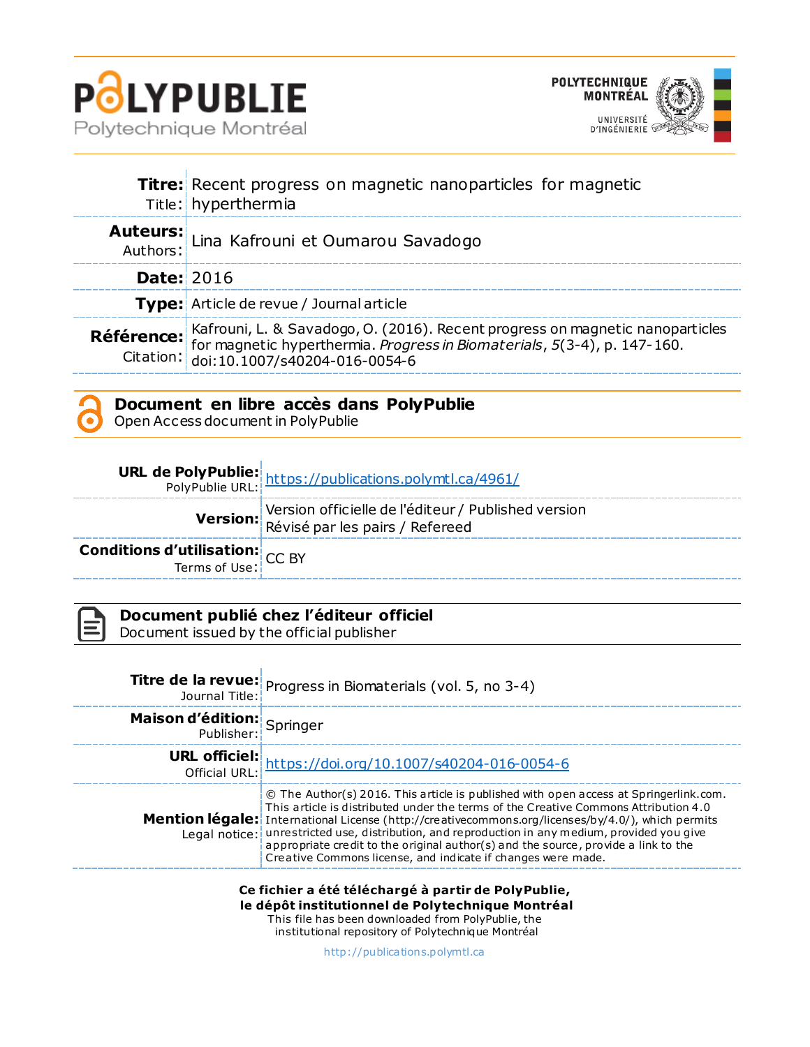**POLYPUBLIE**
Polytechnique Montréal

POLYTECHNIQUE MONTRÉAL
UNIVERSITÉ D'INGÉNIERIE

| | |
|---|---|
| **Titre:** Title: | Recent progress on magnetic nanoparticles for magnetic hyperthermia |
| **Auteurs:** Authors: | Lina Kafrouni et Oumarou Savadogo |
| **Date:** | 2016 |
| **Type:** | Article de revue / Journal article |
| **Référence:** Citation: | Kafrouni, L. & Savadogo, O. (2016). Recent progress on magnetic nanoparticles for magnetic hyperthermia. *Progress in Biomaterials*, *5*(3-4), p. 147-160. doi:10.1007/s40204-016-0054-6 |

## Document en libre accès dans PolyPublie
Open Access document in PolyPublie

| | |
|---|---|
| **URL de PolyPublie:** PolyPublie URL: | https://publications.polymtl.ca/4961/ |
| **Version:** | Version officielle de l'éditeur / Published version<br>Révisé par les pairs / Refereed |
| **Conditions d'utilisation:** Terms of Use: | CC BY |

## Document publié chez l'éditeur officiel
Document issued by the official publisher

| | |
|---|---|
| **Titre de la revue:** Journal Title: | Progress in Biomaterials (vol. 5, no 3-4) |
| **Maison d'édition:** Publisher: | Springer |
| **URL officiel:** Official URL: | https://doi.org/10.1007/s40204-016-0054-6 |
| **Mention légale:** Legal notice: | © The Author(s) 2016. This article is published with open access at Springerlink.com. This article is distributed under the terms of the Creative Commons Attribution 4.0 International License (http://creativecommons.org/licenses/by/4.0/), which permits unrestricted use, distribution, and reproduction in any medium, provided you give appropriate credit to the original author(s) and the source, provide a link to the Creative Commons license, and indicate if changes were made. |

**Ce fichier a été téléchargé à partir de PolyPublie, le dépôt institutionnel de Polytechnique Montréal**
This file has been downloaded from PolyPublie, the institutional repository of Polytechnique Montréal

http://publications.polymtl.ca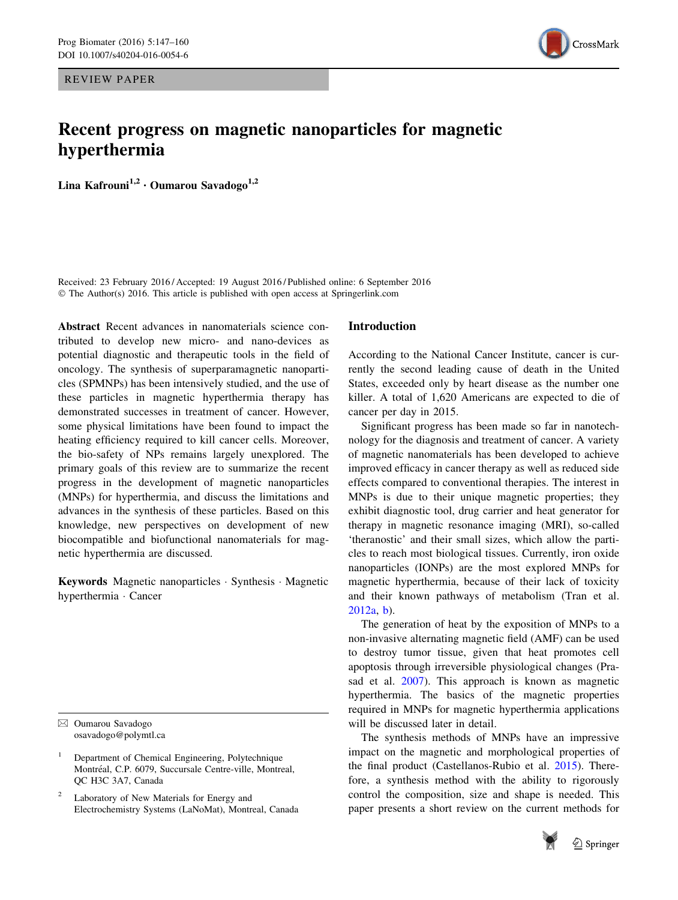REVIEW PAPER

# Recent progress on magnetic nanoparticles for magnetic hyperthermia

**Lina Kafrouni[1,2] · Oumarou Savadogo[1,2]**

Received: 23 February 2016 / Accepted: 19 August 2016 / Published online: 6 September 2016
© The Author(s) 2016. This article is published with open access at Springerlink.com

**Abstract** Recent advances in nanomaterials science contributed to develop new micro- and nano-devices as potential diagnostic and therapeutic tools in the field of oncology. The synthesis of superparamagnetic nanoparticles (SPMNPs) has been intensively studied, and the use of these particles in magnetic hyperthermia therapy has demonstrated successes in treatment of cancer. However, some physical limitations have been found to impact the heating efficiency required to kill cancer cells. Moreover, the bio-safety of NPs remains largely unexplored. The primary goals of this review are to summarize the recent progress in the development of magnetic nanoparticles (MNPs) for hyperthermia, and discuss the limitations and advances in the synthesis of these particles. Based on this knowledge, new perspectives on development of new biocompatible and biofunctional nanomaterials for magnetic hyperthermia are discussed.

**Keywords** Magnetic nanoparticles · Synthesis · Magnetic hyperthermia · Cancer

✉ Oumarou Savadogo
osavadogo@polymtl.ca

[1] Department of Chemical Engineering, Polytechnique Montréal, C.P. 6079, Succursale Centre-ville, Montreal, QC H3C 3A7, Canada

[2] Laboratory of New Materials for Energy and Electrochemistry Systems (LaNoMat), Montreal, Canada

## Introduction

According to the National Cancer Institute, cancer is currently the second leading cause of death in the United States, exceeded only by heart disease as the number one killer. A total of 1,620 Americans are expected to die of cancer per day in 2015.

Significant progress has been made so far in nanotechnology for the diagnosis and treatment of cancer. A variety of magnetic nanomaterials has been developed to achieve improved efficacy in cancer therapy as well as reduced side effects compared to conventional therapies. The interest in MNPs is due to their unique magnetic properties; they exhibit diagnostic tool, drug carrier and heat generator for therapy in magnetic resonance imaging (MRI), so-called 'theranostic' and their small sizes, which allow the particles to reach most biological tissues. Currently, iron oxide nanoparticles (IONPs) are the most explored MNPs for magnetic hyperthermia, because of their lack of toxicity and their known pathways of metabolism (Tran et al. 2012a, b).

The generation of heat by the exposition of MNPs to a non-invasive alternating magnetic field (AMF) can be used to destroy tumor tissue, given that heat promotes cell apoptosis through irreversible physiological changes (Prasad et al. 2007). This approach is known as magnetic hyperthermia. The basics of the magnetic properties required in MNPs for magnetic hyperthermia applications will be discussed later in detail.

The synthesis methods of MNPs have an impressive impact on the magnetic and morphological properties of the final product (Castellanos-Rubio et al. 2015). Therefore, a synthesis method with the ability to rigorously control the composition, size and shape is needed. This paper presents a short review on the current methods for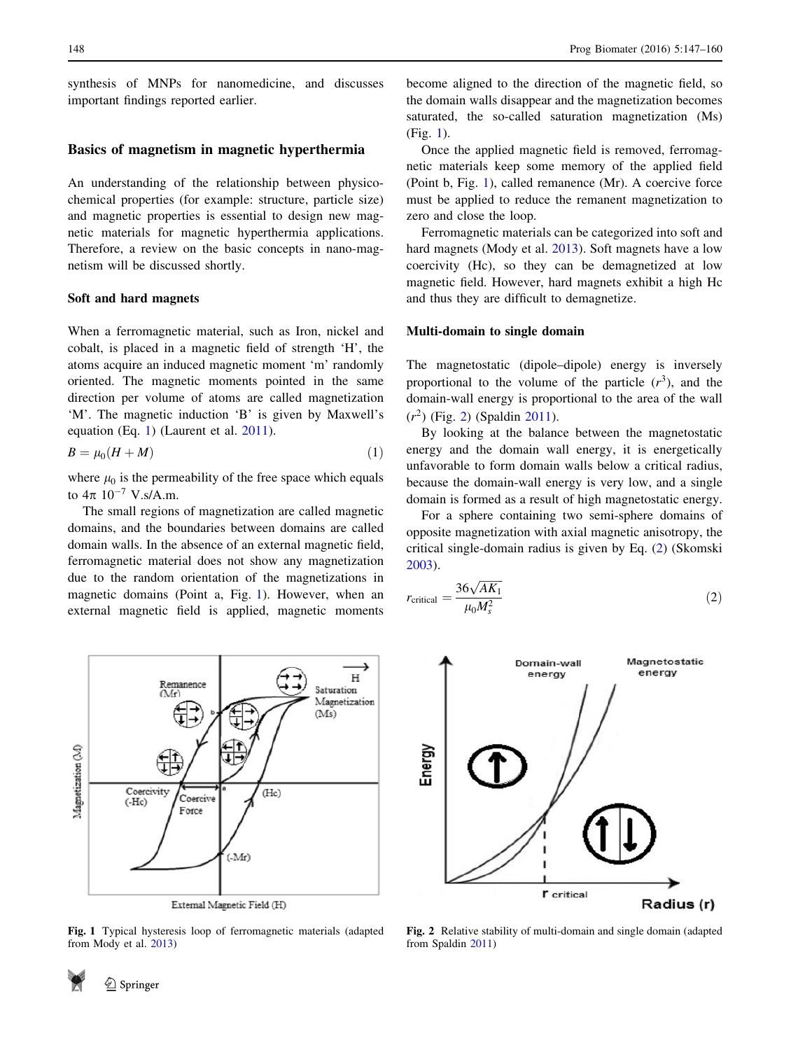synthesis of MNPs for nanomedicine, and discusses important findings reported earlier.

## Basics of magnetism in magnetic hyperthermia

An understanding of the relationship between physico-chemical properties (for example: structure, particle size) and magnetic properties is essential to design new magnetic materials for magnetic hyperthermia applications. Therefore, a review on the basic concepts in nano-magnetism will be discussed shortly.

### Soft and hard magnets

When a ferromagnetic material, such as Iron, nickel and cobalt, is placed in a magnetic field of strength 'H', the atoms acquire an induced magnetic moment 'm' randomly oriented. The magnetic moments pointed in the same direction per volume of atoms are called magnetization 'M'. The magnetic induction 'B' is given by Maxwell's equation (Eq. 1) (Laurent et al. 2011).

$$B = \mu_0(H + M) \tag{1}$$

where $\mu_0$ is the permeability of the free space which equals to $4\pi\ 10^{-7}$ V.s/A.m.

The small regions of magnetization are called magnetic domains, and the boundaries between domains are called domain walls. In the absence of an external magnetic field, ferromagnetic material does not show any magnetization due to the random orientation of the magnetizations in magnetic domains (Point a, Fig. 1). However, when an external magnetic field is applied, magnetic moments become aligned to the direction of the magnetic field, so the domain walls disappear and the magnetization becomes saturated, the so-called saturation magnetization (Ms) (Fig. 1).

Once the applied magnetic field is removed, ferromagnetic materials keep some memory of the applied field (Point b, Fig. 1), called remanence (Mr). A coercive force must be applied to reduce the remanent magnetization to zero and close the loop.

Ferromagnetic materials can be categorized into soft and hard magnets (Mody et al. 2013). Soft magnets have a low coercivity (Hc), so they can be demagneted at low magnetic field. However, hard magnets exhibit a high Hc and thus they are difficult to demagnetize.

### Multi-domain to single domain

The magnetostatic (dipole–dipole) energy is inversely proportional to the volume of the particle ($r^3$), and the domain-wall energy is proportional to the area of the wall ($r^2$) (Fig. 2) (Spaldin 2011).

By looking at the balance between the magnetostatic energy and the domain wall energy, it is energetically unfavorable to form domain walls below a critical radius, because the domain-wall energy is very low, and a single domain is formed as a result of high magnetostatic energy.

For a sphere containing two semi-sphere domains of opposite magnetization with axial magnetic anisotropy, the critical single-domain radius is given by Eq. (2) (Skomski 2003).

$$r_{\text{critical}} = \frac{36\sqrt{AK_1}}{\mu_0 M_s^2} \tag{2}$$

**Fig. 1** Typical hysteresis loop of ferromagnetic materials (adapted from Mody et al. 2013)

**Fig. 2** Relative stability of multi-domain and single domain (adapted from Spaldin 2011)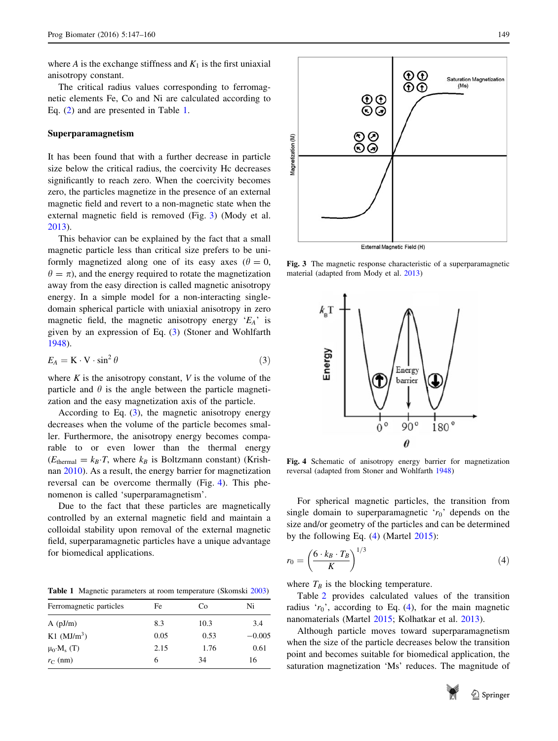where $A$ is the exchange stiffness and $K_1$ is the first uniaxial anisotropy constant.

The critical radius values corresponding to ferromagnetic elements Fe, Co and Ni are calculated according to Eq. (2) and are presented in Table 1.

### Superparamagnetism

It has been found that with a further decrease in particle size below the critical radius, the coercivity Hc decreases significantly to reach zero. When the coercivity becomes zero, the particles magnetize in the presence of an external magnetic field and revert to a non-magnetic state when the external magnetic field is removed (Fig. 3) (Mody et al. 2013).

This behavior can be explained by the fact that a small magnetic particle less than critical size prefers to be uniformly magnetized along one of its easy axes ($\theta = 0$, $\theta = \pi$), and the energy required to rotate the magnetization away from the easy direction is called magnetic anisotropy energy. In a simple model for a non-interacting single-domain spherical particle with uniaxial anisotropy in zero magnetic field, the magnetic anisotropy energy '$E_A$' is given by an expression of Eq. (3) (Stoner and Wohlfarth 1948).

$$E_A = \mathrm{K} \cdot \mathrm{V} \cdot \sin^2 \theta \tag{3}$$

where $K$ is the anisotropy constant, $V$ is the volume of the particle and $\theta$ is the angle between the particle magnetization and the easy magnetization axis of the particle.

According to Eq. (3), the magnetic anisotropy energy decreases when the volume of the particle becomes smaller. Furthermore, the anisotropy energy becomes comparable to or even lower than the thermal energy ($E_{\text{thermal}} = k_B \cdot T$, where $k_B$ is Boltzmann constant) (Krishnan 2010). As a result, the energy barrier for magnetization reversal can be overcome thermally (Fig. 4). This phenomenon is called 'superparamagnetism'.

Due to the fact that these particles are magnetically controlled by an external magnetic field and maintain a colloidal stability upon removal of the external magnetic field, superparamagnetic particles have a unique advantage for biomedical applications.

**Table 1** Magnetic parameters at room temperature (Skomski 2003)

| Ferromagnetic particles | Fe | Co | Ni |
|---|---|---|---|
| A (pJ/m) | 8.3 | 10.3 | 3.4 |
| K1 (MJ/m$^3$) | 0.05 | 0.53 | −0.005 |
| $\mu_0 \cdot M_s$ (T) | 2.15 | 1.76 | 0.61 |
| $r_C$ (nm) | 6 | 34 | 16 |

**Fig. 3** The magnetic response characteristic of a superparamagnetic material (adapted from Mody et al. 2013)

**Fig. 4** Schematic of anisotropy energy barrier for magnetization reversal (adapted from Stoner and Wohlfarth 1948)

For spherical magnetic particles, the transition from single domain to superparamagnetic '$r_0$' depends on the size and/or geometry of the particles and can be determined by the following Eq. (4) (Martel 2015):

$$r_0 = \left( \frac{6 \cdot k_B \cdot T_B}{K} \right)^{1/3} \tag{4}$$

where $T_B$ is the blocking temperature.

Table 2 provides calculated values of the transition radius '$r_0$', according to Eq. (4), for the main magnetic nanomaterials (Martel 2015; Kolhatkar et al. 2013).

Although particle moves toward superparamagnetism when the size of the particle decreases below the transition point and becomes suitable for biomedical application, the saturation magnetization 'Ms' reduces. The magnitude of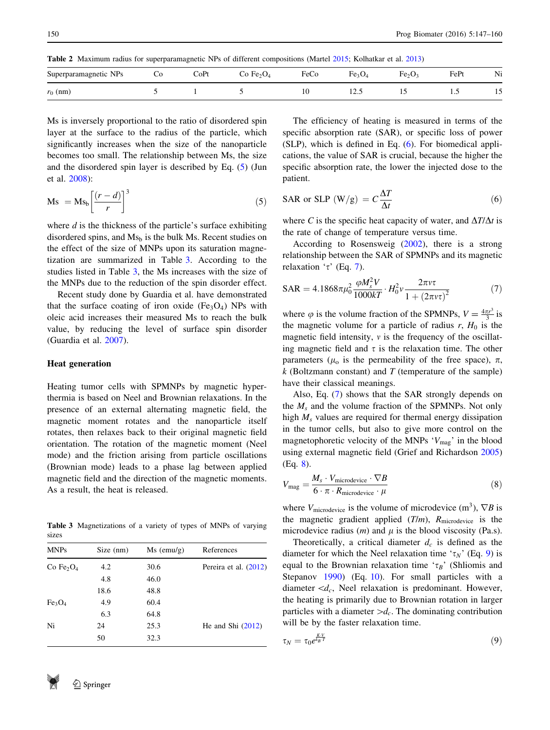**Table 2** Maximum radius for superparamagnetic NPs of different compositions (Martel 2015; Kolhatkar et al. 2013)

| Superparamagnetic NPs | Co | CoPt | Co $Fe_2O_4$ | FeCo | $Fe_3O_4$ | $Fe_2O_3$ | FePt | Ni |
|---|---|---|---|---|---|---|---|---|
| $r_0$ (nm) | 5 | 1 | 5 | 10 | 12.5 | 15 | 1.5 | 15 |

Ms is inversely proportional to the ratio of disordered spin layer at the surface to the radius of the particle, which significantly increases when the size of the nanoparticle becomes too small. The relationship between Ms, the size and the disordered spin layer is described by Eq. (5) (Jun et al. 2008):

$$\text{Ms} = \text{Ms}_\text{b}\left[\frac{(r-d)}{r}\right]^3 \tag{5}$$

where $d$ is the thickness of the particle's surface exhibiting disordered spins, and $\text{Ms}_\text{b}$ is the bulk Ms. Recent studies on the effect of the size of MNPs upon its saturation magnetization are summarized in Table 3. According to the studies listed in Table 3, the Ms increases with the size of the MNPs due to the reduction of the spin disorder effect.

Recent study done by Guardia et al. have demonstrated that the surface coating of iron oxide ($Fe_3O_4$) NPs with oleic acid increases their measured Ms to reach the bulk value, by reducing the level of surface spin disorder (Guardia et al. 2007).

## Heat generation

Heating tumor cells with SPMNPs by magnetic hyperthermia is based on Neel and Brownian relaxations. In the presence of an external alternating magnetic field, the magnetic moment rotates and the nanoparticle itself rotates, then relaxes back to their original magnetic field orientation. The rotation of the magnetic moment (Neel mode) and the friction arising from particle oscillations (Brownian mode) leads to a phase lag between applied magnetic field and the direction of the magnetic moments. As a result, the heat is released.

**Table 3** Magnetizations of a variety of types of MNPs of varying sizes

| MNPs | Size (nm) | Ms (emu/g) | References |
|---|---|---|---|
| Co $Fe_2O_4$ | 4.2 | 30.6 | Pereira et al. (2012) |
| | 4.8 | 46.0 | |
| | 18.6 | 48.8 | |
| $Fe_3O_4$ | 4.9 | 60.4 | |
| | 6.3 | 64.8 | |
| Ni | 24 | 25.3 | He and Shi (2012) |
| | 50 | 32.3 | |

The efficiency of heating is measured in terms of the specific absorption rate (SAR), or specific loss of power (SLP), which is defined in Eq. (6). For biomedical applications, the value of SAR is crucial, because the higher the specific absorption rate, the lower the injected dose to the patient.

$$\text{SAR or SLP (W/g)} = C\frac{\Delta T}{\Delta t} \tag{6}$$

where $C$ is the specific heat capacity of water, and $\Delta T/\Delta t$ is the rate of change of temperature versus time.

According to Rosensweig (2002), there is a strong relationship between the SAR of SPMNPs and its magnetic relaxation '$\tau$' (Eq. 7).

$$\text{SAR} = 4.1868\pi\mu_0^2\frac{\varphi M_s^2 V}{1000kT}\cdot H_0^2 v\frac{2\pi v\tau}{1+(2\pi v\tau)^2} \tag{7}$$

where $\varphi$ is the volume fraction of the SPMNPs, $V = \frac{4\pi r^3}{3}$ is the magnetic volume for a particle of radius $r$, $H_0$ is the magnetic field intensity, $v$ is the frequency of the oscillating magnetic field and $\tau$ is the relaxation time. The other parameters ($\mu_\text{o}$ is the permeability of the free space), $\pi$, $k$ (Boltzmann constant) and $T$ (temperature of the sample) have their classical meanings.

Also, Eq. (7) shows that the SAR strongly depends on the $M_s$ and the volume fraction of the SPMNPs. Not only high $M_s$ values are required for thermal energy dissipation in the tumor cells, but also to give more control on the magnetophoretic velocity of the MNPs '$V_\text{mag}$' in the blood using external magnetic field (Grief and Richardson 2005) (Eq. 8).

$$V_\text{mag} = \frac{M_s\cdot V_\text{microdevice}\cdot\nabla B}{6\cdot\pi\cdot R_\text{microdevice}\cdot\mu} \tag{8}$$

where $V_\text{microdevice}$ is the volume of microdevice ($m^3$), $\nabla B$ is the magnetic gradient applied ($T/m$), $R_\text{microdevice}$ is the microdevice radius ($m$) and $\mu$ is the blood viscosity (Pa.s).

Theoretically, a critical diameter $d_c$ is defined as the diameter for which the Neel relaxation time '$\tau_N$' (Eq. 9) is equal to the Brownian relaxation time '$\tau_B$' (Shliomis and Stepanov 1990) (Eq. 10). For small particles with a diameter $<d_c$, Neel relaxation is predominant. However, the heating is primarily due to Brownian rotation in larger particles with a diameter $>d_c$. The dominating contribution will be by the faster relaxation time.

$$\tau_N = \tau_0 e^{\frac{K\cdot V}{k_B\cdot T}} \tag{9}$$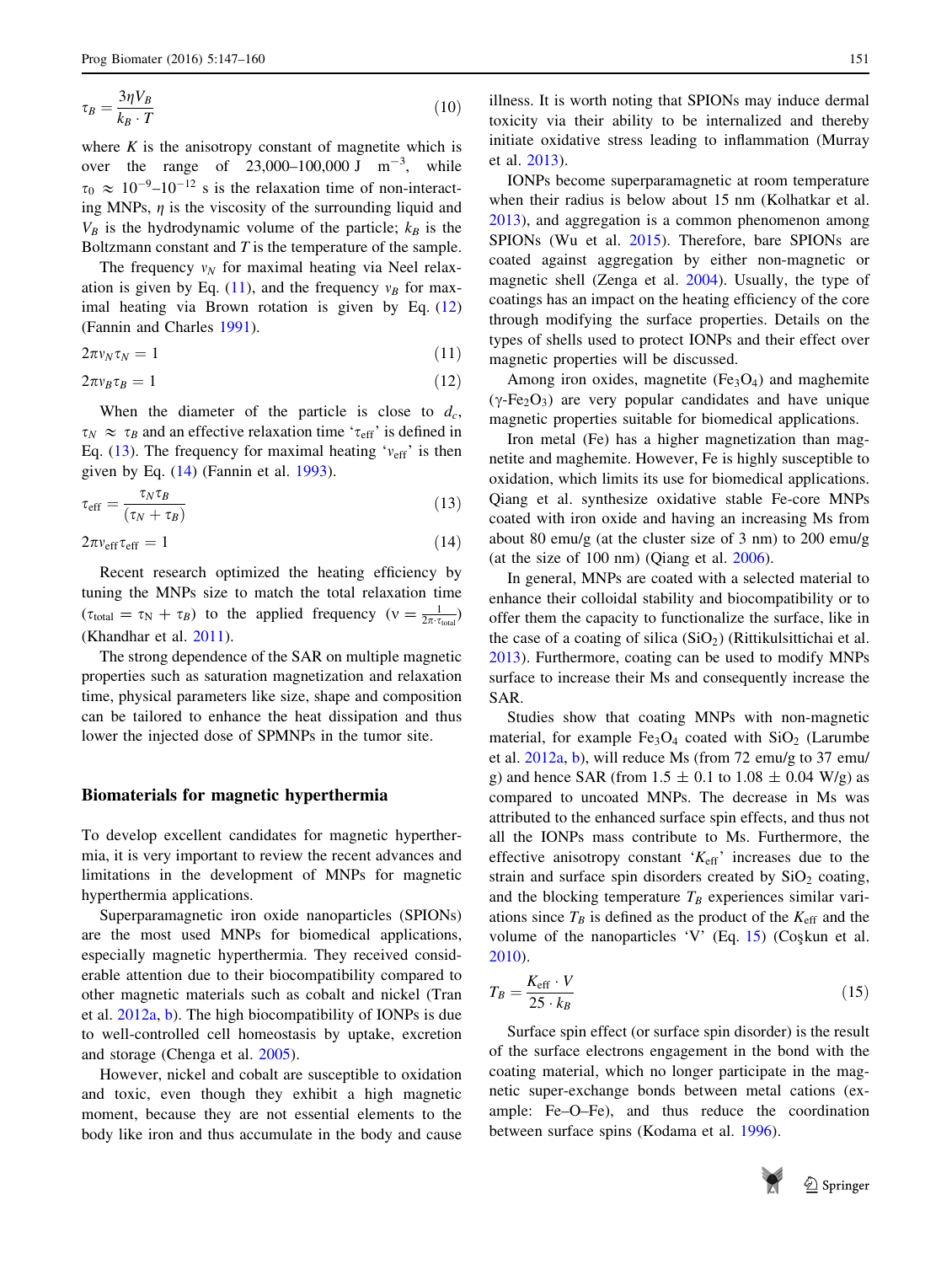$$\tau_B = \frac{3\eta V_B}{k_B \cdot T} \quad (10)$$

where $K$ is the anisotropy constant of magnetite which is over the range of 23,000–100,000 J $m^{-3}$, while $\tau_0 \approx 10^{-9}$–$10^{-12}$ s is the relaxation time of non-interacting MNPs, $\eta$ is the viscosity of the surrounding liquid and $V_B$ is the hydrodynamic volume of the particle; $k_B$ is the Boltzmann constant and $T$ is the temperature of the sample.

The frequency $v_N$ for maximal heating via Neel relaxation is given by Eq. (11), and the frequency $v_B$ for maximal heating via Brown rotation is given by Eq. (12) (Fannin and Charles 1991).

$$2\pi v_N \tau_N = 1 \quad (11)$$

$$2\pi v_B \tau_B = 1 \quad (12)$$

When the diameter of the particle is close to $d_c$, $\tau_N \approx \tau_B$ and an effective relaxation time '$\tau_{\text{eff}}$' is defined in Eq. (13). The frequency for maximal heating '$v_{\text{eff}}$' is then given by Eq. (14) (Fannin et al. 1993).

$$\tau_{\text{eff}} = \frac{\tau_N \tau_B}{(\tau_N + \tau_B)} \quad (13)$$

$$2\pi v_{\text{eff}} \tau_{\text{eff}} = 1 \quad (14)$$

Recent research optimized the heating efficiency by tuning the MNPs size to match the total relaxation time ($\tau_{\text{total}} = \tau_N + \tau_B$) to the applied frequency ($\nu = \frac{1}{2\pi \cdot \tau_{\text{total}}}$) (Khandhar et al. 2011).

The strong dependence of the SAR on multiple magnetic properties such as saturation magnetization and relaxation time, physical parameters like size, shape and composition can be tailored to enhance the heat dissipation and thus lower the injected dose of SPMNPs in the tumor site.

## Biomaterials for magnetic hyperthermia

To develop excellent candidates for magnetic hyperthermia, it is very important to review the recent advances and limitations in the development of MNPs for magnetic hyperthermia applications.

Superparamagnetic iron oxide nanoparticles (SPIONs) are the most used MNPs for biomedical applications, especially magnetic hyperthermia. They received considerable attention due to their biocompatibility compared to other magnetic materials such as cobalt and nickel (Tran et al. 2012a, b). The high biocompatibility of IONPs is due to well-controlled cell homeostasis by uptake, excretion and storage (Chenga et al. 2005).

However, nickel and cobalt are susceptible to oxidation and toxic, even though they exhibit a high magnetic moment, because they are not essential elements to the body like iron and thus accumulate in the body and cause illness. It is worth noting that SPIONs may induce dermal toxicity via their ability to be internalized and thereby initiate oxidative stress leading to inflammation (Murray et al. 2013).

IONPs become superparamagnetic at room temperature when their radius is below about 15 nm (Kolhatkar et al. 2013), and aggregation is a common phenomenon among SPIONs (Wu et al. 2015). Therefore, bare SPIONs are coated against aggregation by either non-magnetic or magnetic shell (Zenga et al. 2004). Usually, the type of coatings has an impact on the heating efficiency of the core through modifying the surface properties. Details on the types of shells used to protect IONPs and their effect over magnetic properties will be discussed.

Among iron oxides, magnetite ($Fe_3O_4$) and maghemite ($\gamma$-$Fe_2O_3$) are very popular candidates and have unique magnetic properties suitable for biomedical applications.

Iron metal (Fe) has a higher magnetization than magnetite and maghemite. However, Fe is highly susceptible to oxidation, which limits its use for biomedical applications. Qiang et al. synthesize oxidative stable Fe-core MNPs coated with iron oxide and having an increasing Ms from about 80 emu/g (at the cluster size of 3 nm) to 200 emu/g (at the size of 100 nm) (Qiang et al. 2006).

In general, MNPs are coated with a selected material to enhance their colloidal stability and biocompatibility or to offer them the capacity to functionalize the surface, like in the case of a coating of silica ($SiO_2$) (Rittikulsittichai et al. 2013). Furthermore, coating can be used to modify MNPs surface to increase their Ms and consequently increase the SAR.

Studies show that coating MNPs with non-magnetic material, for example $Fe_3O_4$ coated with $SiO_2$ (Larumbe et al. 2012a, b), will reduce Ms (from 72 emu/g to 37 emu/g) and hence SAR (from 1.5 ± 0.1 to 1.08 ± 0.04 W/g) as compared to uncoated MNPs. The decrease in Ms was attributed to the enhanced surface spin effects, and thus not all the IONPs mass contribute to Ms. Furthermore, the effective anisotropy constant '$K_{\text{eff}}$' increases due to the strain and surface spin disorders created by $SiO_2$ coating, and the blocking temperature $T_B$ experiences similar variations since $T_B$ is defined as the product of the $K_{\text{eff}}$ and the volume of the nanoparticles '$V$' (Eq. 15) (Coşkun et al. 2010).

$$T_B = \frac{K_{\text{eff}} \cdot V}{25 \cdot k_B} \quad (15)$$

Surface spin effect (or surface spin disorder) is the result of the surface electrons engagement in the bond with the coating material, which no longer participate in the magnetic super-exchange bonds between metal cations (example: Fe–O–Fe), and thus reduce the coordination between surface spins (Kodama et al. 1996).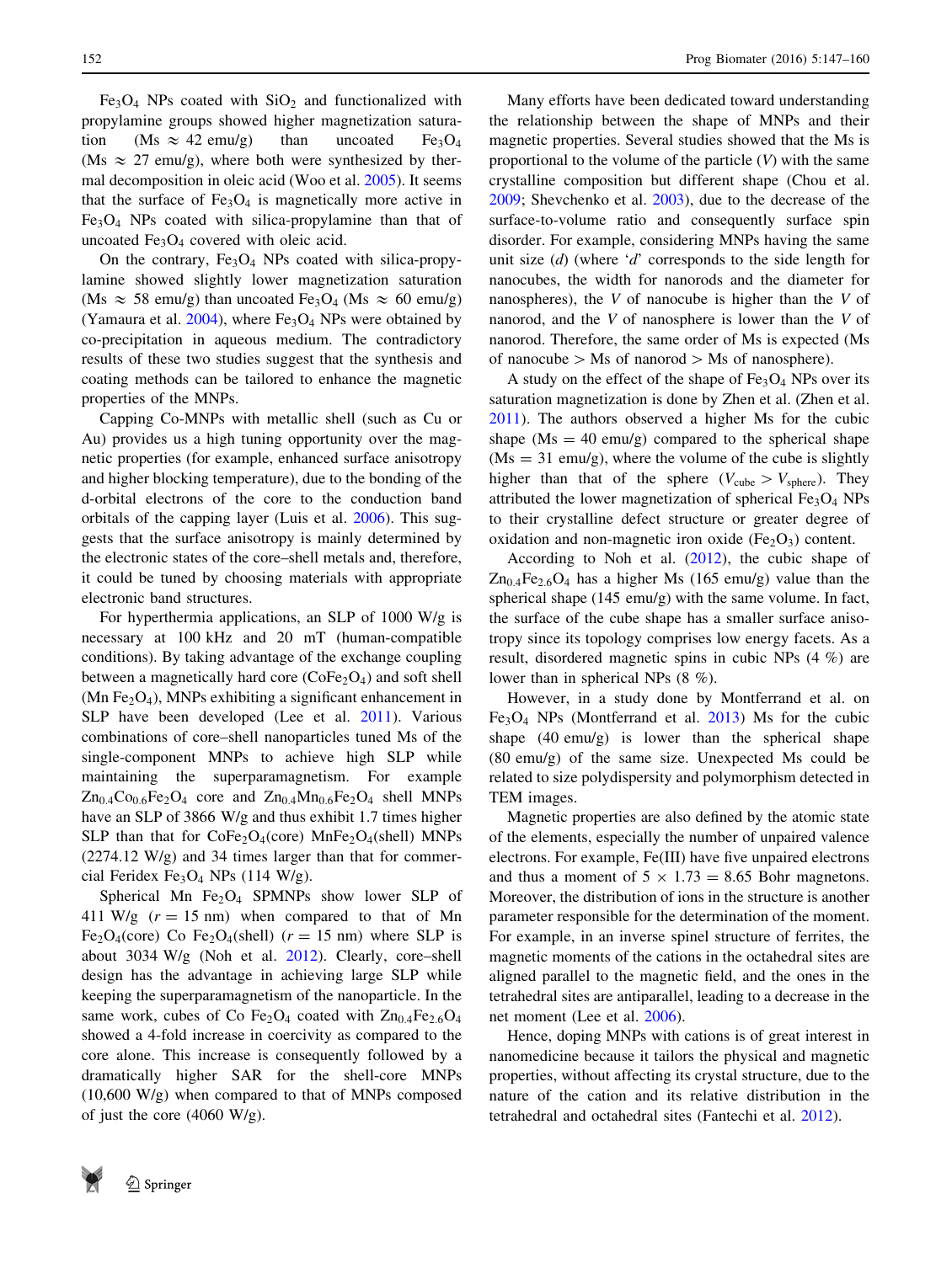$Fe_3O_4$ NPs coated with $SiO_2$ and functionalized with propylamine groups showed higher magnetization saturation ($Ms \approx 42$ emu/g) than uncoated $Fe_3O_4$ ($Ms \approx 27$ emu/g), where both were synthesized by thermal decomposition in oleic acid (Woo et al. 2005). It seems that the surface of $Fe_3O_4$ is magnetically more active in $Fe_3O_4$ NPs coated with silica-propylamine than that of uncoated $Fe_3O_4$ covered with oleic acid.

On the contrary, $Fe_3O_4$ NPs coated with silica-propylamine showed slightly lower magnetization saturation ($Ms \approx 58$ emu/g) than uncoated $Fe_3O_4$ ($Ms \approx 60$ emu/g) (Yamaura et al. 2004), where $Fe_3O_4$ NPs were obtained by co-precipitation in aqueous medium. The contradictory results of these two studies suggest that the synthesis and coating methods can be tailored to enhance the magnetic properties of the MNPs.

Capping Co-MNPs with metallic shell (such as Cu or Au) provides us a high tuning opportunity over the magnetic properties (for example, enhanced surface anisotropy and higher blocking temperature), due to the bonding of the d-orbital electrons of the core to the conduction band orbitals of the capping layer (Luis et al. 2006). This suggests that the surface anisotropy is mainly determined by the electronic states of the core–shell metals and, therefore, it could be tuned by choosing materials with appropriate electronic band structures.

For hyperthermia applications, an SLP of 1000 W/g is necessary at 100 kHz and 20 mT (human-compatible conditions). By taking advantage of the exchange coupling between a magnetically hard core ($CoFe_2O_4$) and soft shell ($MnFe_2O_4$), MNPs exhibiting a significant enhancement in SLP have been developed (Lee et al. 2011). Various combinations of core–shell nanoparticles tuned Ms of the single-component MNPs to achieve high SLP while maintaining the superparamagnetism. For example $Zn_{0.4}Co_{0.6}Fe_2O_4$ core and $Zn_{0.4}Mn_{0.6}Fe_2O_4$ shell MNPs have an SLP of 3866 W/g and thus exhibit 1.7 times higher SLP than that for $CoFe_2O_4$(core) $MnFe_2O_4$(shell) MNPs (2274.12 W/g) and 34 times larger than that for commercial Feridex $Fe_3O_4$ NPs (114 W/g).

Spherical Mn $Fe_2O_4$ SPMNPs show lower SLP of 411 W/g ($r = 15$ nm) when compared to that of Mn $Fe_2O_4$(core) Co $Fe_2O_4$(shell) ($r = 15$ nm) where SLP is about 3034 W/g (Noh et al. 2012). Clearly, core–shell design has the advantage in achieving large SLP while keeping the superparamagnetism of the nanoparticle. In the same work, cubes of Co $Fe_2O_4$ coated with $Zn_{0.4}Fe_{2.6}O_4$ showed a 4-fold increase in coercivity as compared to the core alone. This increase is consequently followed by a dramatically higher SAR for the shell-core MNPs (10,600 W/g) when compared to that of MNPs composed of just the core (4060 W/g).

Many efforts have been dedicated toward understanding the relationship between the shape of MNPs and their magnetic properties. Several studies showed that the Ms is proportional to the volume of the particle ($V$) with the same crystalline composition but different shape (Chou et al. 2009; Shevchenko et al. 2003), due to the decrease of the surface-to-volume ratio and consequently surface spin disorder. For example, considering MNPs having the same unit size ($d$) (where '$d$' corresponds to the side length for nanocubes, the width for nanorods and the diameter for nanospheres), the $V$ of nanocube is higher than the $V$ of nanorod, and the $V$ of nanosphere is lower than the $V$ of nanorod. Therefore, the same order of Ms is expected (Ms of nanocube > Ms of nanorod > Ms of nanosphere).

A study on the effect of the shape of $Fe_3O_4$ NPs over its saturation magnetization is done by Zhen et al. (Zhen et al. 2011). The authors observed a higher Ms for the cubic shape ($Ms = 40$ emu/g) compared to the spherical shape ($Ms = 31$ emu/g), where the volume of the cube is slightly higher than that of the sphere ($V_{cube} > V_{sphere}$). They attributed the lower magnetization of spherical $Fe_3O_4$ NPs to their crystalline defect structure or greater degree of oxidation and non-magnetic iron oxide ($Fe_2O_3$) content.

According to Noh et al. (2012), the cubic shape of $Zn_{0.4}Fe_{2.6}O_4$ has a higher Ms (165 emu/g) value than the spherical shape (145 emu/g) with the same volume. In fact, the surface of the cube shape has a smaller surface anisotropy since its topology comprises low energy facets. As a result, disordered magnetic spins in cubic NPs (4 %) are lower than in spherical NPs (8 %).

However, in a study done by Montferrand et al. on $Fe_3O_4$ NPs (Montferrand et al. 2013) Ms for the cubic shape (40 emu/g) is lower than the spherical shape (80 emu/g) of the same size. Unexpected Ms could be related to size polydispersity and polymorphism detected in TEM images.

Magnetic properties are also defined by the atomic state of the elements, especially the number of unpaired valence electrons. For example, Fe(III) have five unpaired electrons and thus a moment of $5 \times 1.73 = 8.65$ Bohr magnetons. Moreover, the distribution of ions in the structure is another parameter responsible for the determination of the moment. For example, in an inverse spinel structure of ferrites, the magnetic moments of the cations in the octahedral sites are aligned parallel to the magnetic field, and the ones in the tetrahedral sites are antiparallel, leading to a decrease in the net moment (Lee et al. 2006).

Hence, doping MNPs with cations is of great interest in nanomedicine because it tailors the physical and magnetic properties, without affecting its crystal structure, due to the nature of the cation and its relative distribution in the tetrahedral and octahedral sites (Fantechi et al. 2012).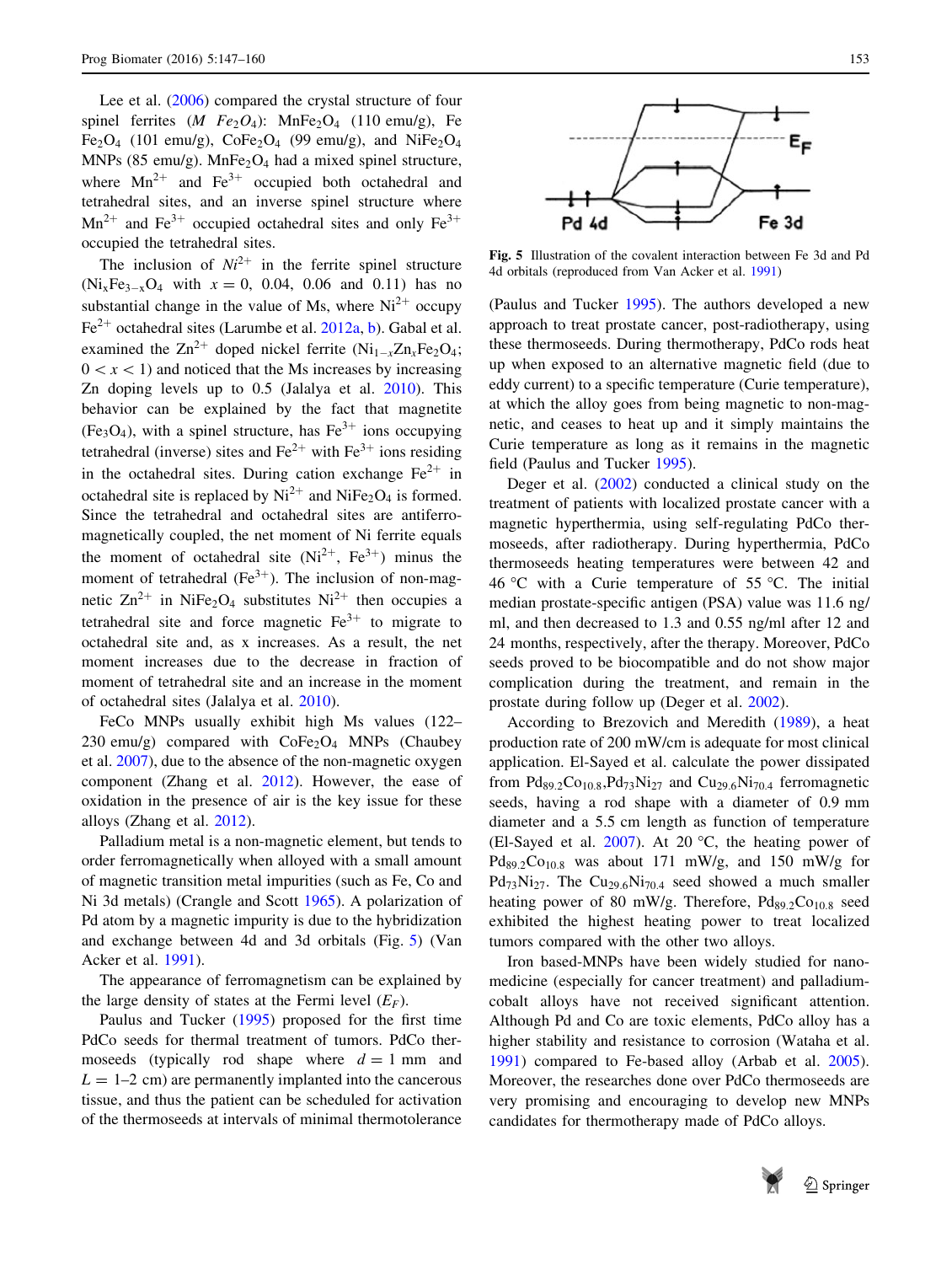Lee et al. (2006) compared the crystal structure of four spinel ferrites ($M\ Fe_2O_4$): $MnFe_2O_4$ (110 emu/g), Fe $Fe_2O_4$ (101 emu/g), $CoFe_2O_4$ (99 emu/g), and $NiFe_2O_4$ MNPs (85 emu/g). $MnFe_2O_4$ had a mixed spinel structure, where $Mn^{2+}$ and $Fe^{3+}$ occupied both octahedral and tetrahedral sites, and an inverse spinel structure where $Mn^{2+}$ and $Fe^{3+}$ occupied octahedral sites and only $Fe^{3+}$ occupied the tetrahedral sites.

The inclusion of $Ni^{2+}$ in the ferrite spinel structure ($Ni_xFe_{3-x}O_4$ with $x = 0$, 0.04, 0.06 and 0.11) has no substantial change in the value of Ms, where $Ni^{2+}$ occupy $Fe^{2+}$ octahedral sites (Larumbe et al. 2012a, b). Gabal et al. examined the $Zn^{2+}$ doped nickel ferrite ($Ni_{1-x}Zn_xFe_2O_4$; $0 < x < 1$) and noticed that the Ms increases by increasing Zn doping levels up to 0.5 (Jalalya et al. 2010). This behavior can be explained by the fact that magnetite ($Fe_3O_4$), with a spinel structure, has $Fe^{3+}$ ions occupying tetrahedral (inverse) sites and $Fe^{2+}$ with $Fe^{3+}$ ions residing in the octahedral sites. During cation exchange $Fe^{2+}$ in octahedral site is replaced by $Ni^{2+}$ and $NiFe_2O_4$ is formed. Since the tetrahedral and octahedral sites are antiferromagnetically coupled, the net moment of Ni ferrite equals the moment of octahedral site ($Ni^{2+}$, $Fe^{3+}$) minus the moment of tetrahedral ($Fe^{3+}$). The inclusion of non-magnetic $Zn^{2+}$ in $NiFe_2O_4$ substitutes $Ni^{2+}$ then occupies a tetrahedral site and force magnetic $Fe^{3+}$ to migrate to octahedral site and, as x increases. As a result, the net moment increases due to the decrease in fraction of moment of tetrahedral site and an increase in the moment of octahedral sites (Jalalya et al. 2010).

FeCo MNPs usually exhibit high Ms values (122–230 emu/g) compared with $CoFe_2O_4$ MNPs (Chaubey et al. 2007), due to the absence of the non-magnetic oxygen component (Zhang et al. 2012). However, the ease of oxidation in the presence of air is the key issue for these alloys (Zhang et al. 2012).

Palladium metal is a non-magnetic element, but tends to order ferromagnetically when alloyed with a small amount of magnetic transition metal impurities (such as Fe, Co and Ni 3d metals) (Crangle and Scott 1965). A polarization of Pd atom by a magnetic impurity is due to the hybridization and exchange between 4d and 3d orbitals (Fig. 5) (Van Acker et al. 1991).

The appearance of ferromagnetism can be explained by the large density of states at the Fermi level ($E_F$).

Paulus and Tucker (1995) proposed for the first time PdCo seeds for thermal treatment of tumors. PdCo thermoseeds (typically rod shape where $d = 1$ mm and $L = 1$–2 cm) are permanently implanted into the cancerous tissue, and thus the patient can be scheduled for activation of the thermoseeds at intervals of minimal thermotolerance (Paulus and Tucker 1995). The authors developed a new approach to treat prostate cancer, post-radiotherapy, using these thermoseeds. During thermotherapy, PdCo rods heat up when exposed to an alternative magnetic field (due to eddy current) to a specific temperature (Curie temperature), at which the alloy goes from being magnetic to non-magnetic, and ceases to heat up and it simply maintains the Curie temperature as long as it remains in the magnetic field (Paulus and Tucker 1995).

Fig. 5 Illustration of the covalent interaction between Fe 3d and Pd 4d orbitals (reproduced from Van Acker et al. 1991)

Deger et al. (2002) conducted a clinical study on the treatment of patients with localized prostate cancer with a magnetic hyperthermia, using self-regulating PdCo thermoseeds, after radiotherapy. During hyperthermia, PdCo thermoseeds heating temperatures were between 42 and 46 °C with a Curie temperature of 55 °C. The initial median prostate-specific antigen (PSA) value was 11.6 ng/ml, and then decreased to 1.3 and 0.55 ng/ml after 12 and 24 months, respectively, after the therapy. Moreover, PdCo seeds proved to be biocompatible and do not show major complication during the treatment, and remain in the prostate during follow up (Deger et al. 2002).

According to Brezovich and Meredith (1989), a heat production rate of 200 mW/cm is adequate for most clinical application. El-Sayed et al. calculate the power dissipated from $Pd_{89.2}Co_{10.8}$, $Pd_{73}Ni_{27}$ and $Cu_{29.6}Ni_{70.4}$ ferromagnetic seeds, having a rod shape with a diameter of 0.9 mm diameter and a 5.5 cm length as function of temperature (El-Sayed et al. 2007). At 20 °C, the heating power of $Pd_{89.2}Co_{10.8}$ was about 171 mW/g, and 150 mW/g for $Pd_{73}Ni_{27}$. The $Cu_{29.6}Ni_{70.4}$ seed showed a much smaller heating power of 80 mW/g. Therefore, $Pd_{89.2}Co_{10.8}$ seed exhibited the highest heating power to treat localized tumors compared with the other two alloys.

Iron based-MNPs have been widely studied for nanomedicine (especially for cancer treatment) and palladium-cobalt alloys have not received significant attention. Although Pd and Co are toxic elements, PdCo alloy has a higher stability and resistance to corrosion (Wataha et al. 1991) compared to Fe-based alloy (Arbab et al. 2005). Moreover, the researches done over PdCo thermoseeds are very promising and encouraging to develop new MNPs candidates for thermotherapy made of PdCo alloys.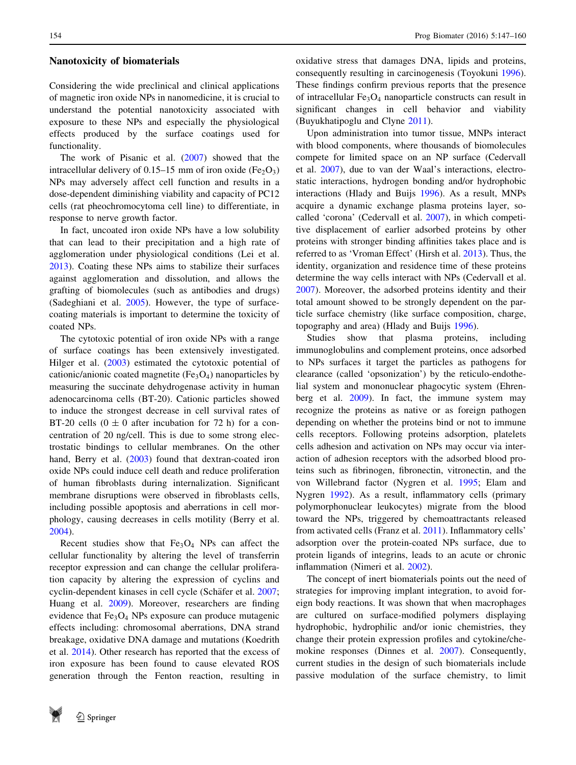## Nanotoxicity of biomaterials

Considering the wide preclinical and clinical applications of magnetic iron oxide NPs in nanomedicine, it is crucial to understand the potential nanotoxicity associated with exposure to these NPs and especially the physiological effects produced by the surface coatings used for functionality.

The work of Pisanic et al. (2007) showed that the intracellular delivery of 0.15–15 mm of iron oxide ($Fe_2O_3$) NPs may adversely affect cell function and results in a dose-dependent diminishing viability and capacity of PC12 cells (rat pheochromocytoma cell line) to differentiate, in response to nerve growth factor.

In fact, uncoated iron oxide NPs have a low solubility that can lead to their precipitation and a high rate of agglomeration under physiological conditions (Lei et al. 2013). Coating these NPs aims to stabilize their surfaces against agglomeration and dissolution, and allows the grafting of biomolecules (such as antibodies and drugs) (Sadeghiani et al. 2005). However, the type of surface-coating materials is important to determine the toxicity of coated NPs.

The cytotoxic potential of iron oxide NPs with a range of surface coatings has been extensively investigated. Hilger et al. (2003) estimated the cytotoxic potential of cationic/anionic coated magnetite ($Fe_3O_4$) nanoparticles by measuring the succinate dehydrogenase activity in human adenocarcinoma cells (BT-20). Cationic particles showed to induce the strongest decrease in cell survival rates of BT-20 cells ($0 \pm 0$ after incubation for 72 h) for a concentration of 20 ng/cell. This is due to some strong electrostatic bindings to cellular membranes. On the other hand, Berry et al. (2003) found that dextran-coated iron oxide NPs could induce cell death and reduce proliferation of human fibroblasts during internalization. Significant membrane disruptions were observed in fibroblasts cells, including possible apoptosis and aberrations in cell morphology, causing decreases in cells motility (Berry et al. 2004).

Recent studies show that $Fe_3O_4$ NPs can affect the cellular functionality by altering the level of transferrin receptor expression and can change the cellular proliferation capacity by altering the expression of cyclins and cyclin-dependent kinases in cell cycle (Schäfer et al. 2007; Huang et al. 2009). Moreover, researchers are finding evidence that $Fe_3O_4$ NPs exposure can produce mutagenic effects including: chromosomal aberrations, DNA strand breakage, oxidative DNA damage and mutations (Koedrith et al. 2014). Other research has reported that the excess of iron exposure has been found to cause elevated ROS generation through the Fenton reaction, resulting in oxidative stress that damages DNA, lipids and proteins, consequently resulting in carcinogenesis (Toyokuni 1996). These findings confirm previous reports that the presence of intracellular $Fe_3O_4$ nanoparticle constructs can result in significant changes in cell behavior and viability (Buyukhatipoglu and Clyne 2011).

Upon administration into tumor tissue, MNPs interact with blood components, where thousands of biomolecules compete for limited space on an NP surface (Cedervall et al. 2007), due to van der Waal's interactions, electrostatic interactions, hydrogen bonding and/or hydrophobic interactions (Hlady and Buijs 1996). As a result, MNPs acquire a dynamic exchange plasma proteins layer, so-called 'corona' (Cedervall et al. 2007), in which competitive displacement of earlier adsorbed proteins by other proteins with stronger binding affinities takes place and is referred to as 'Vroman Effect' (Hirsh et al. 2013). Thus, the identity, organization and residence time of these proteins determine the way cells interact with NPs (Cedervall et al. 2007). Moreover, the adsorbed proteins identity and their total amount showed to be strongly dependent on the particle surface chemistry (like surface composition, charge, topography and area) (Hlady and Buijs 1996).

Studies show that plasma proteins, including immunoglobulins and complement proteins, once adsorbed to NPs surfaces it target the particles as pathogens for clearance (called 'opsonization') by the reticulo-endothelial system and mononuclear phagocytic system (Ehrenberg et al. 2009). In fact, the immune system may recognize the proteins as native or as foreign pathogen depending on whether the proteins bind or not to immune cells receptors. Following proteins adsorption, platelets cells adhesion and activation on NPs may occur via interaction of adhesion receptors with the adsorbed blood proteins such as fibrinogen, fibronectin, vitronectin, and the von Willebrand factor (Nygren et al. 1995; Elam and Nygren 1992). As a result, inflammatory cells (primary polymorphonuclear leukocytes) migrate from the blood toward the NPs, triggered by chemoattractants released from activated cells (Franz et al. 2011). Inflammatory cells' adsorption over the protein-coated NPs surface, due to protein ligands of integrins, leads to an acute or chronic inflammation (Nimeri et al. 2002).

The concept of inert biomaterials points out the need of strategies for improving implant integration, to avoid foreign body reactions. It was shown that when macrophages are cultured on surface-modified polymers displaying hydrophobic, hydrophilic and/or ionic chemistries, they change their protein expression profiles and cytokine/chemokine responses (Dinnes et al. 2007). Consequently, current studies in the design of such biomaterials include passive modulation of the surface chemistry, to limit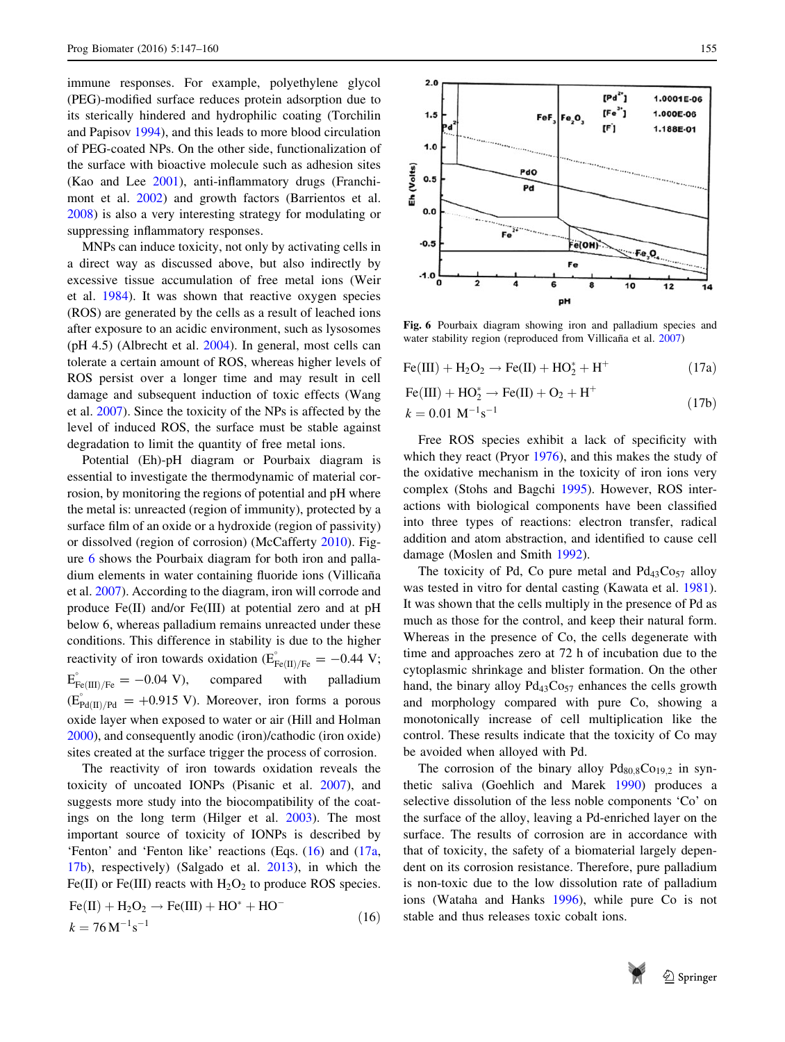immune responses. For example, polyethylene glycol (PEG)-modified surface reduces protein adsorption due to its sterically hindered and hydrophilic coating (Torchilin and Papisov 1994), and this leads to more blood circulation of PEG-coated NPs. On the other side, functionalization of the surface with bioactive molecule such as adhesion sites (Kao and Lee 2001), anti-inflammatory drugs (Franchimont et al. 2002) and growth factors (Barrientos et al. 2008) is also a very interesting strategy for modulating or suppressing inflammatory responses.

MNPs can induce toxicity, not only by activating cells in a direct way as discussed above, but also indirectly by excessive tissue accumulation of free metal ions (Weir et al. 1984). It was shown that reactive oxygen species (ROS) are generated by the cells as a result of leached ions after exposure to an acidic environment, such as lysosomes (pH 4.5) (Albrecht et al. 2004). In general, most cells can tolerate a certain amount of ROS, whereas higher levels of ROS persist over a longer time and may result in cell damage and subsequent induction of toxic effects (Wang et al. 2007). Since the toxicity of the NPs is affected by the level of induced ROS, the surface must be stable against degradation to limit the quantity of free metal ions.

Potential (Eh)-pH diagram or Pourbaix diagram is essential to investigate the thermodynamic of material corrosion, by monitoring the regions of potential and pH where the metal is: unreacted (region of immunity), protected by a surface film of an oxide or a hydroxide (region of passivity) or dissolved (region of corrosion) (McCafferty 2010). Figure 6 shows the Pourbaix diagram for both iron and palladium elements in water containing fluoride ions (Villicaña et al. 2007). According to the diagram, iron will corrode and produce Fe(II) and/or Fe(III) at potential zero and at pH below 6, whereas palladium remains unreacted under these conditions. This difference in stability is due to the higher reactivity of iron towards oxidation ($E^{\circ}_{Fe(II)/Fe} = -0.44$ V; $E^{\circ}_{Fe(III)/Fe} = -0.04$ V), compared with palladium ($E^{\circ}_{Pd(II)/Pd} = +0.915$ V). Moreover, iron forms a porous oxide layer when exposed to water or air (Hill and Holman 2000), and consequently anodic (iron)/cathodic (iron oxide) sites created at the surface trigger the process of corrosion.

The reactivity of iron towards oxidation reveals the toxicity of uncoated IONPs (Pisanic et al. 2007), and suggests more study into the biocompatibility of the coatings on the long term (Hilger et al. 2003). The most important source of toxicity of IONPs is described by 'Fenton' and 'Fenton like' reactions (Eqs. (16) and (17a, 17b), respectively) (Salgado et al. 2013), in which the Fe(II) or Fe(III) reacts with $H_2O_2$ to produce ROS species.

$$Fe(II) + H_2O_2 \rightarrow Fe(III) + HO^{*} + HO^{-} \quad k = 76\,M^{-1}s^{-1} \tag{16}$$

Fig. 6 Pourbaix diagram showing iron and palladium species and water stability region (reproduced from Villicaña et al. 2007)

$$Fe(III) + H_2O_2 \rightarrow Fe(II) + HO_2^{*} + H^{+} \tag{17a}$$

$$Fe(III) + HO_2^{*} \rightarrow Fe(II) + O_2 + H^{+} \quad k = 0.01\,M^{-1}s^{-1} \tag{17b}$$

Free ROS species exhibit a lack of specificity with which they react (Pryor 1976), and this makes the study of the oxidative mechanism in the toxicity of iron ions very complex (Stohs and Bagchi 1995). However, ROS interactions with biological components have been classified into three types of reactions: electron transfer, radical addition and atom abstraction, and identified to cause cell damage (Moslen and Smith 1992).

The toxicity of Pd, Co pure metal and $Pd_{43}Co_{57}$ alloy was tested in vitro for dental casting (Kawata et al. 1981). It was shown that the cells multiply in the presence of Pd as much as those for the control, and keep their natural form. Whereas in the presence of Co, the cells degenerate with time and approaches zero at 72 h of incubation due to the cytoplasmic shrinkage and blister formation. On the other hand, the binary alloy $Pd_{43}Co_{57}$ enhances the cells growth and morphology compared with pure Co, showing a monotonically increase of cell multiplication like the control. These results indicate that the toxicity of Co may be avoided when alloyed with Pd.

The corrosion of the binary alloy $Pd_{80.8}Co_{19.2}$ in synthetic saliva (Goehlich and Marek 1990) produces a selective dissolution of the less noble components 'Co' on the surface of the alloy, leaving a Pd-enriched layer on the surface. The results of corrosion are in accordance with that of toxicity, the safety of a biomaterial largely dependent on its corrosion resistance. Therefore, pure palladium is non-toxic due to the low dissolution rate of palladium ions (Wataha and Hanks 1996), while pure Co is not stable and thus releases toxic cobalt ions.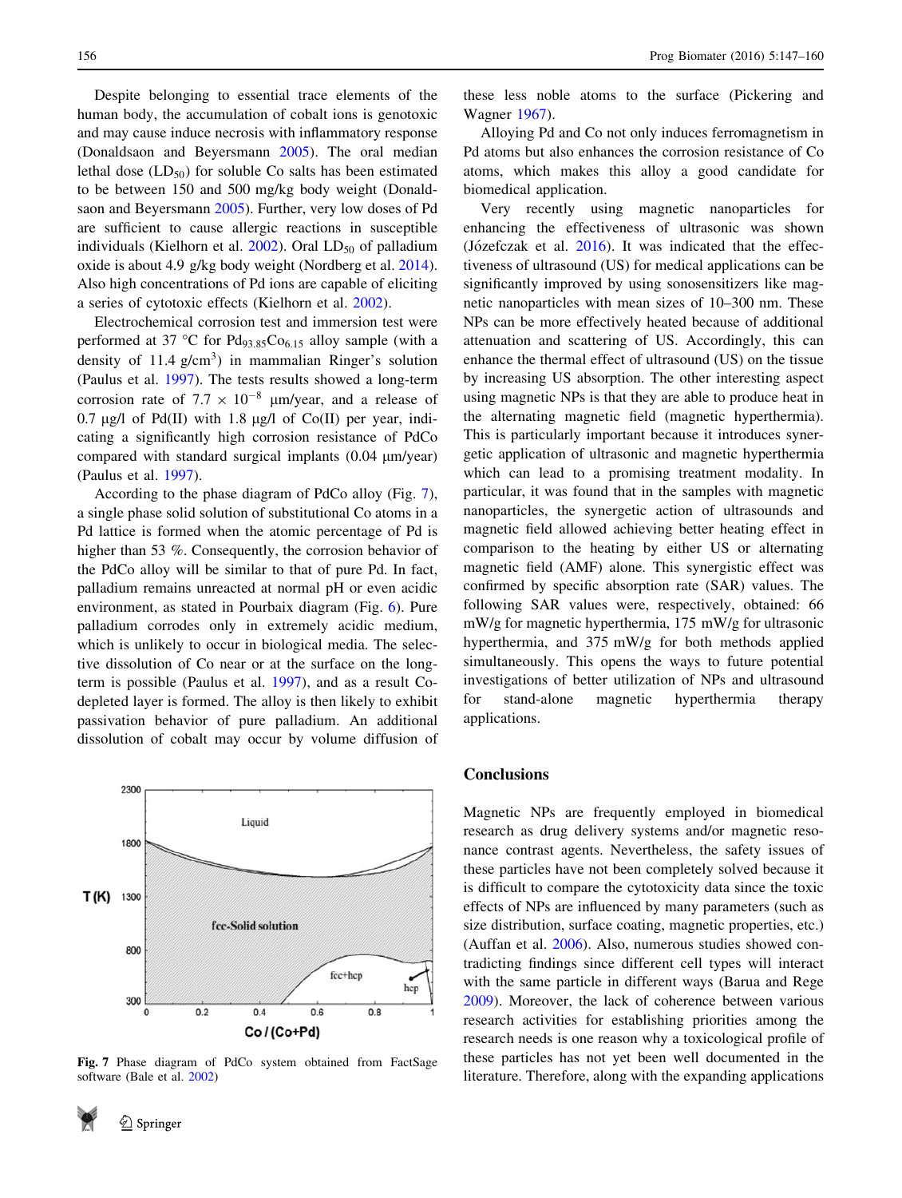Despite belonging to essential trace elements of the human body, the accumulation of cobalt ions is genotoxic and may cause induce necrosis with inflammatory response (Donaldsaon and Beyersmann 2005). The oral median lethal dose ($LD_{50}$) for soluble Co salts has been estimated to be between 150 and 500 mg/kg body weight (Donaldsaon and Beyersmann 2005). Further, very low doses of Pd are sufficient to cause allergic reactions in susceptible individuals (Kielhorn et al. 2002). Oral $LD_{50}$ of palladium oxide is about 4.9 g/kg body weight (Nordberg et al. 2014). Also high concentrations of Pd ions are capable of eliciting a series of cytotoxic effects (Kielhorn et al. 2002).

Electrochemical corrosion test and immersion test were performed at 37 °C for $Pd_{93.85}Co_{6.15}$ alloy sample (with a density of 11.4 g/cm$^3$) in mammalian Ringer's solution (Paulus et al. 1997). The tests results showed a long-term corrosion rate of $7.7 \times 10^{-8}$ µm/year, and a release of 0.7 µg/l of Pd(II) with 1.8 µg/l of Co(II) per year, indicating a significantly high corrosion resistance of PdCo compared with standard surgical implants (0.04 µm/year) (Paulus et al. 1997).

According to the phase diagram of PdCo alloy (Fig. 7), a single phase solid solution of substitutional Co atoms in a Pd lattice is formed when the atomic percentage of Pd is higher than 53 %. Consequently, the corrosion behavior of the PdCo alloy will be similar to that of pure Pd. In fact, palladium remains unreacted at normal pH or even acidic environment, as stated in Pourbaix diagram (Fig. 6). Pure palladium corrodes only in extremely acidic medium, which is unlikely to occur in biological media. The selective dissolution of Co near or at the surface on the long-term is possible (Paulus et al. 1997), and as a result Co-depleted layer is formed. The alloy is then likely to exhibit passivation behavior of pure palladium. An additional dissolution of cobalt may occur by volume diffusion of these less noble atoms to the surface (Pickering and Wagner 1967).

**Fig. 7** Phase diagram of PdCo system obtained from FactSage software (Bale et al. 2002)

Alloying Pd and Co not only induces ferromagnetism in Pd atoms but also enhances the corrosion resistance of Co atoms, which makes this alloy a good candidate for biomedical application.

Very recently using magnetic nanoparticles for enhancing the effectiveness of ultrasonic was shown (Józefczak et al. 2016). It was indicated that the effectiveness of ultrasound (US) for medical applications can be significantly improved by using sonosensitizers like magnetic nanoparticles with mean sizes of 10–300 nm. These NPs can be more effectively heated because of additional attenuation and scattering of US. Accordingly, this can enhance the thermal effect of ultrasound (US) on the tissue by increasing US absorption. The other interesting aspect using magnetic NPs is that they are able to produce heat in the alternating magnetic field (magnetic hyperthermia). This is particularly important because it introduces synergetic application of ultrasonic and magnetic hyperthermia which can lead to a promising treatment modality. In particular, it was found that in the samples with magnetic nanoparticles, the synergetic action of ultrasounds and magnetic field allowed achieving better heating effect in comparison to the heating by either US or alternating magnetic field (AMF) alone. This synergistic effect was confirmed by specific absorption rate (SAR) values. The following SAR values were, respectively, obtained: 66 mW/g for magnetic hyperthermia, 175 mW/g for ultrasonic hyperthermia, and 375 mW/g for both methods applied simultaneously. This opens the ways to future potential investigations of better utilization of NPs and ultrasound for stand-alone magnetic hyperthermia therapy applications.

## Conclusions

Magnetic NPs are frequently employed in biomedical research as drug delivery systems and/or magnetic resonance contrast agents. Nevertheless, the safety issues of these particles have not been completely solved because it is difficult to compare the cytotoxicity data since the toxic effects of NPs are influenced by many parameters (such as size distribution, surface coating, magnetic properties, etc.) (Auffan et al. 2006). Also, numerous studies showed contradicting findings since different cell types will interact with the same particle in different ways (Barua and Rege 2009). Moreover, the lack of coherence between various research activities for establishing priorities among the research needs is one reason why a toxicological profile of these particles has not yet been well documented in the literature. Therefore, along with the expanding applications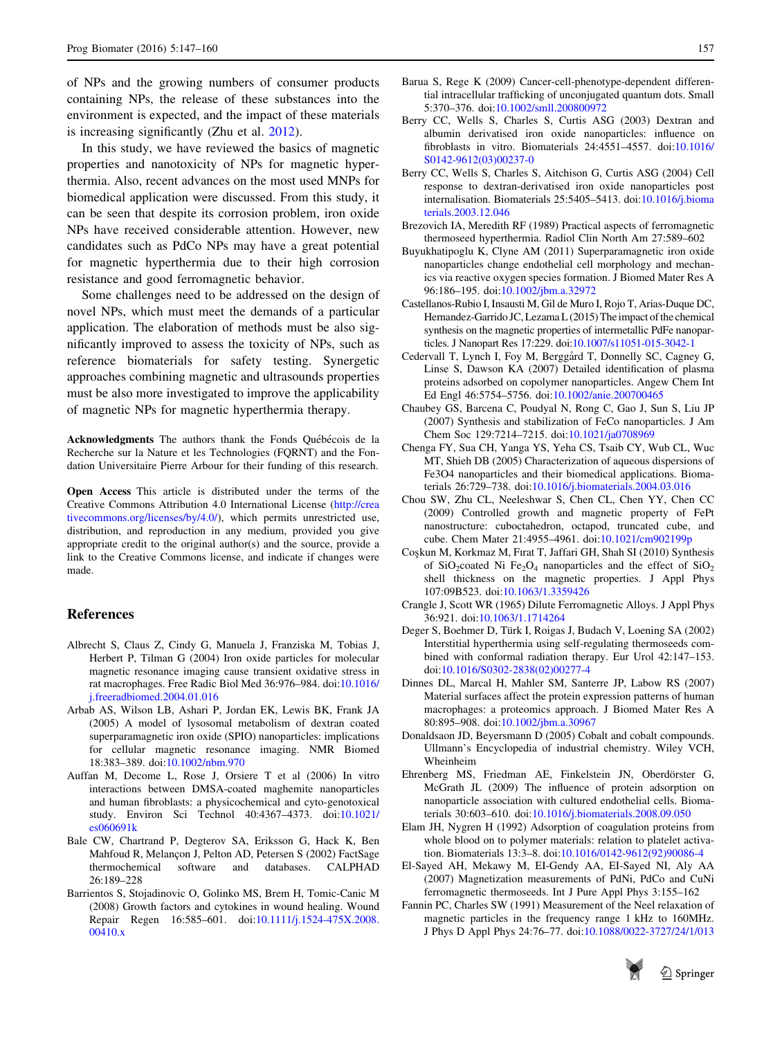of NPs and the growing numbers of consumer products containing NPs, the release of these substances into the environment is expected, and the impact of these materials is increasing significantly (Zhu et al. 2012).

In this study, we have reviewed the basics of magnetic properties and nanotoxicity of NPs for magnetic hyperthermia. Also, recent advances on the most used MNPs for biomedical application were discussed. From this study, it can be seen that despite its corrosion problem, iron oxide NPs have received considerable attention. However, new candidates such as PdCo NPs may have a great potential for magnetic hyperthermia due to their high corrosion resistance and good ferromagnetic behavior.

Some challenges need to be addressed on the design of novel NPs, which must meet the demands of a particular application. The elaboration of methods must be also significantly improved to assess the toxicity of NPs, such as reference biomaterials for safety testing. Synergetic approaches combining magnetic and ultrasounds properties must be also more investigated to improve the applicability of magnetic NPs for magnetic hyperthermia therapy.

**Acknowledgments** The authors thank the Fonds Québécois de la Recherche sur la Nature et les Technologies (FQRNT) and the Fondation Universitaire Pierre Arbour for their funding of this research.

**Open Access** This article is distributed under the terms of the Creative Commons Attribution 4.0 International License (http://creativecommons.org/licenses/by/4.0/), which permits unrestricted use, distribution, and reproduction in any medium, provided you give appropriate credit to the original author(s) and the source, provide a link to the Creative Commons license, and indicate if changes were made.

## References

Albrecht S, Claus Z, Cindy G, Manuela J, Franziska M, Tobias J, Herbert P, Tilman G (2004) Iron oxide particles for molecular magnetic resonance imaging cause transient oxidative stress in rat macrophages. Free Radic Biol Med 36:976–984. doi:10.1016/j.freeradbiomed.2004.01.016

Arbab AS, Wilson LB, Ashari P, Jordan EK, Lewis BK, Frank JA (2005) A model of lysosomal metabolism of dextran coated superparamagnetic iron oxide (SPIO) nanoparticles: implications for cellular magnetic resonance imaging. NMR Biomed 18:383–389. doi:10.1002/nbm.970

Auffan M, Decome L, Rose J, Orsiere T et al (2006) In vitro interactions between DMSA-coated maghemite nanoparticles and human fibroblasts: a physicochemical and cyto-genotoxical study. Environ Sci Technol 40:4367–4373. doi:10.1021/es060691k

Bale CW, Chartrand P, Degterov SA, Eriksson G, Hack K, Ben Mahfoud R, Melançon J, Pelton AD, Petersen S (2002) FactSage thermochemical software and databases. CALPHAD 26:189–228

Barrientos S, Stojadinovic O, Golinko MS, Brem H, Tomic-Canic M (2008) Growth factors and cytokines in wound healing. Wound Repair Regen 16:585–601. doi:10.1111/j.1524-475X.2008.00410.x

Barua S, Rege K (2009) Cancer-cell-phenotype-dependent differential intracellular trafficking of unconjugated quantum dots. Small 5:370–376. doi:10.1002/smll.200800972

Berry CC, Wells S, Charles S, Curtis ASG (2003) Dextran and albumin derivatised iron oxide nanoparticles: influence on fibroblasts in vitro. Biomaterials 24:4551–4557. doi:10.1016/S0142-9612(03)00237-0

Berry CC, Wells S, Charles S, Aitchison G, Curtis ASG (2004) Cell response to dextran-derivatised iron oxide nanoparticles post internalisation. Biomaterials 25:5405–5413. doi:10.1016/j.biomaterials.2003.12.046

Brezovich IA, Meredith RF (1989) Practical aspects of ferromagnetic thermoseed hyperthermia. Radiol Clin North Am 27:589–602

Buyukhatipoglu K, Clyne AM (2011) Superparamagnetic iron oxide nanoparticles change endothelial cell morphology and mechanics via reactive oxygen species formation. J Biomed Mater Res A 96:186–195. doi:10.1002/jbm.a.32972

Castellanos-Rubio I, Insausti M, Gil de Muro I, Rojo T, Arias-Duque DC, Hernandez-Garrido JC, Lezama L (2015) The impact of the chemical synthesis on the magnetic properties of intermetallic PdFe nanoparticles. J Nanopart Res 17:229. doi:10.1007/s11051-015-3042-1

Cedervall T, Lynch I, Foy M, Berggård T, Donnelly SC, Cagney G, Linse S, Dawson KA (2007) Detailed identification of plasma proteins adsorbed on copolymer nanoparticles. Angew Chem Int Ed Engl 46:5754–5756. doi:10.1002/anie.200700465

Chaubey GS, Barcena C, Poudyal N, Rong C, Gao J, Sun S, Liu JP (2007) Synthesis and stabilization of FeCo nanoparticles. J Am Chem Soc 129:7214–7215. doi:10.1021/ja0708969

Chenga FY, Sua CH, Yanga YS, Yeha CS, Tsaib CY, Wub CL, Wuc MT, Shieh DB (2005) Characterization of aqueous dispersions of Fe3O4 nanoparticles and their biomedical applications. Biomaterials 26:729–738. doi:10.1016/j.biomaterials.2004.03.016

Chou SW, Zhu CL, Neeleshwar S, Chen CL, Chen YY, Chen CC (2009) Controlled growth and magnetic property of FePt nanostructure: cuboctahedron, octapod, truncated cube, and cube. Chem Mater 21:4955–4961. doi:10.1021/cm902199p

Coşkun M, Korkmaz M, Fırat T, Jaffari GH, Shah SI (2010) Synthesis of $SiO_2$coated Ni $Fe_2O_4$ nanoparticles and the effect of $SiO_2$ shell thickness on the magnetic properties. J Appl Phys 107:09B523. doi:10.1063/1.3359426

Crangle J, Scott WR (1965) Dilute Ferromagnetic Alloys. J Appl Phys 36:921. doi:10.1063/1.1714264

Deger S, Boehmer D, Türk I, Roigas J, Budach V, Loening SA (2002) Interstitial hyperthermia using self-regulating thermoseeds combined with conformal radiation therapy. Eur Urol 42:147–153. doi:10.1016/S0302-2838(02)00277-4

Dinnes DL, Marcal H, Mahler SM, Santerre JP, Labow RS (2007) Material surfaces affect the protein expression patterns of human macrophages: a proteomics approach. J Biomed Mater Res A 80:895–908. doi:10.1002/jbm.a.30967

Donaldsaon JD, Beyersmann D (2005) Cobalt and cobalt compounds. Ullmann's Encyclopedia of industrial chemistry. Wiley VCH, Wheinheim

Ehrenberg MS, Friedman AE, Finkelstein JN, Oberdörster G, McGrath JL (2009) The influence of protein adsorption on nanoparticle association with cultured endothelial cells. Biomaterials 30:603–610. doi:10.1016/j.biomaterials.2008.09.050

Elam JH, Nygren H (1992) Adsorption of coagulation proteins from whole blood on to polymer materials: relation to platelet activation. Biomaterials 13:3–8. doi:10.1016/0142-9612(92)90086-4

El-Sayed AH, Mekawy M, EI-Gendy AA, EI-Sayed NI, Aly AA (2007) Magnetization measurements of PdNi, PdCo and CuNi ferromagnetic thermoseeds. Int J Pure Appl Phys 3:155–162

Fannin PC, Charles SW (1991) Measurement of the Neel relaxation of magnetic particles in the frequency range 1 kHz to 160MHz. J Phys D Appl Phys 24:76–77. doi:10.1088/0022-3727/24/1/013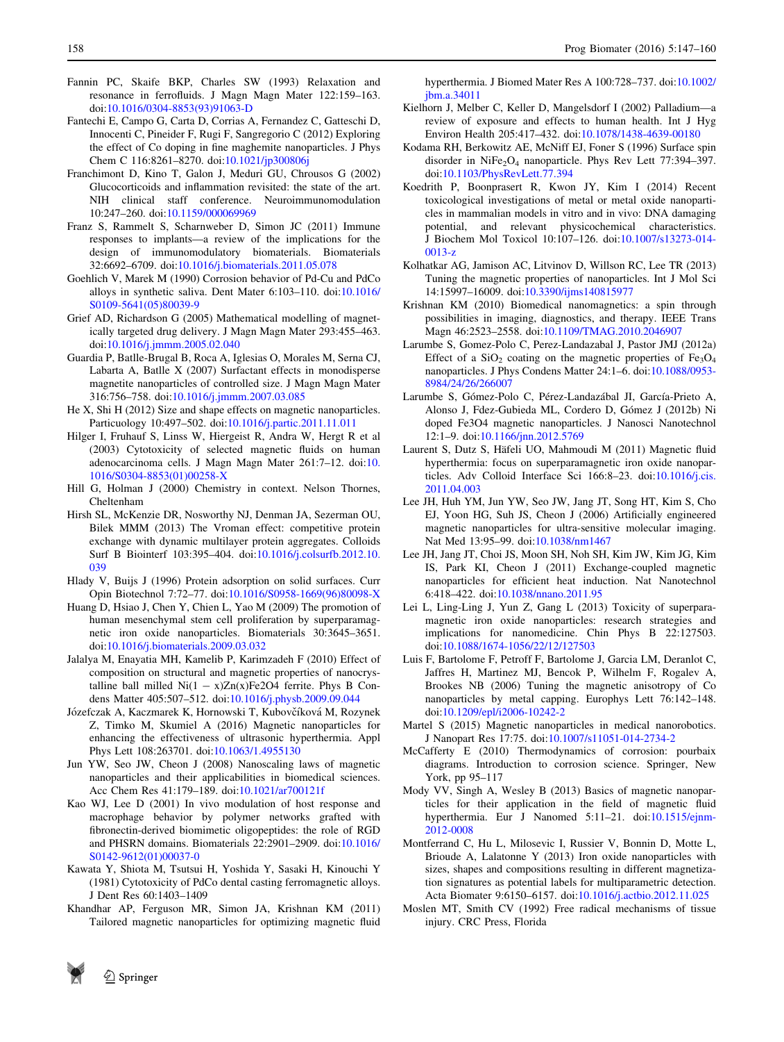Fannin PC, Skaife BKP, Charles SW (1993) Relaxation and resonance in ferrofluids. J Magn Magn Mater 122:159–163. doi:10.1016/0304-8853(93)91063-D

Fantechi E, Campo G, Carta D, Corrias A, Fernandez C, Gatteschi D, Innocenti C, Pineider F, Rugi F, Sangregorio C (2012) Exploring the effect of Co doping in fine maghemite nanoparticles. J Phys Chem C 116:8261–8270. doi:10.1021/jp300806j

Franchimont D, Kino T, Galon J, Meduri GU, Chrousos G (2002) Glucocorticoids and inflammation revisited: the state of the art. NIH clinical staff conference. Neuroimmunomodulation 10:247–260. doi:10.1159/000069969

Franz S, Rammelt S, Scharnweber D, Simon JC (2011) Immune responses to implants—a review of the implications for the design of immunomodulatory biomaterials. Biomaterials 32:6692–6709. doi:10.1016/j.biomaterials.2011.05.078

Goehlich V, Marek M (1990) Corrosion behavior of Pd-Cu and PdCo alloys in synthetic saliva. Dent Mater 6:103–110. doi:10.1016/S0109-5641(05)80039-9

Grief AD, Richardson G (2005) Mathematical modelling of magnetically targeted drug delivery. J Magn Magn Mater 293:455–463. doi:10.1016/j.jmmm.2005.02.040

Guardia P, Batlle-Brugal B, Roca A, Iglesias O, Morales M, Serna CJ, Labarta A, Batlle X (2007) Surfactant effects in monodisperse magnetite nanoparticles of controlled size. J Magn Magn Mater 316:756–758. doi:10.1016/j.jmmm.2007.03.085

He X, Shi H (2012) Size and shape effects on magnetic nanoparticles. Particuology 10:497–502. doi:10.1016/j.partic.2011.11.011

Hilger I, Fruhauf S, Linss W, Hiergeist R, Andra W, Hergt R et al (2003) Cytotoxicity of selected magnetic fluids on human adenocarcinoma cells. J Magn Magn Mater 261:7–12. doi:10.1016/S0304-8853(01)00258-X

Hill G, Holman J (2000) Chemistry in context. Nelson Thornes, Cheltenham

Hirsh SL, McKenzie DR, Nosworthy NJ, Denman JA, Sezerman OU, Bilek MMM (2013) The Vroman effect: competitive protein exchange with dynamic multilayer protein aggregates. Colloids Surf B Biointerf 103:395–404. doi:10.1016/j.colsurfb.2012.10.039

Hlady V, Buijs J (1996) Protein adsorption on solid surfaces. Curr Opin Biotechnol 7:72–77. doi:10.1016/S0958-1669(96)80098-X

Huang D, Hsiao J, Chen Y, Chien L, Yao M (2009) The promotion of human mesenchymal stem cell proliferation by superparamagnetic iron oxide nanoparticles. Biomaterials 30:3645–3651. doi:10.1016/j.biomaterials.2009.03.032

Jalalya M, Enayatia MH, Kamelib P, Karimzadeh F (2010) Effect of composition on structural and magnetic properties of nanocrystalline ball milled Ni(1 − x)Zn(x)Fe2O4 ferrite. Phys B Condens Matter 405:507–512. doi:10.1016/j.physb.2009.09.044

Józefczak A, Kaczmarek K, Hornowski T, Kubovčíková M, Rozynek Z, Timko M, Skumiel A (2016) Magnetic nanoparticles for enhancing the effectiveness of ultrasonic hyperthermia. Appl Phys Lett 108:263701. doi:10.1063/1.4955130

Jun YW, Seo JW, Cheon J (2008) Nanoscaling laws of magnetic nanoparticles and their applicabilities in biomedical sciences. Acc Chem Res 41:179–189. doi:10.1021/ar700121f

Kao WJ, Lee D (2001) In vivo modulation of host response and macrophage behavior by polymer networks grafted with fibronectin-derived biomimetic oligopeptides: the role of RGD and PHSRN domains. Biomaterials 22:2901–2909. doi:10.1016/S0142-9612(01)00037-0

Kawata Y, Shiota M, Tsutsui H, Yoshida Y, Sasaki H, Kinouchi Y (1981) Cytotoxicity of PdCo dental casting ferromagnetic alloys. J Dent Res 60:1403–1409

Khandhar AP, Ferguson MR, Simon JA, Krishnan KM (2011) Tailored magnetic nanoparticles for optimizing magnetic fluid hyperthermia. J Biomed Mater Res A 100:728–737. doi:10.1002/jbm.a.34011

Kielhorn J, Melber C, Keller D, Mangelsdorf I (2002) Palladium—a review of exposure and effects to human health. Int J Hyg Environ Health 205:417–432. doi:10.1078/1438-4639-00180

Kodama RH, Berkowitz AE, McNiff EJ, Foner S (1996) Surface spin disorder in $NiFe_2O_4$ nanoparticle. Phys Rev Lett 77:394–397. doi:10.1103/PhysRevLett.77.394

Koedrith P, Boonprasert R, Kwon JY, Kim I (2014) Recent toxicological investigations of metal or metal oxide nanoparticles in mammalian models in vitro and in vivo: DNA damaging potential, and relevant physicochemical characteristics. J Biochem Mol Toxicol 10:107–126. doi:10.1007/s13273-014-0013-z

Kolhatkar AG, Jamison AC, Litvinov D, Willson RC, Lee TR (2013) Tuning the magnetic properties of nanoparticles. Int J Mol Sci 14:15977–16009. doi:10.3390/ijms140815977

Krishnan KM (2010) Biomedical nanomagnetics: a spin through possibilities in imaging, diagnostics, and therapy. IEEE Trans Magn 46:2523–2558. doi:10.1109/TMAG.2010.2046907

Larumbe S, Gomez-Polo C, Perez-Landazabal J, Pastor JMJ (2012a) Effect of a $SiO_2$ coating on the magnetic properties of $Fe_3O_4$ nanoparticles. J Phys Condens Matter 24:1–6. doi:10.1088/0953-8984/24/26/266007

Larumbe S, Gómez-Polo C, Pérez-Landazábal JI, García-Prieto A, Alonso J, Fdez-Gubieda ML, Cordero D, Gómez J (2012b) Ni doped Fe3O4 magnetic nanoparticles. J Nanosci Nanotechnol 12:1–9. doi:10.1166/jnn.2012.5769

Laurent S, Dutz S, Häfeli UO, Mahmoudi M (2011) Magnetic fluid hyperthermia: focus on superparamagnetic iron oxide nanoparticles. Adv Colloid Interface Sci 166:8–23. doi:10.1016/j.cis.2011.04.003

Lee JH, Huh YM, Jun YW, Seo JW, Jang JT, Song HT, Kim S, Cho EJ, Yoon HG, Suh JS, Cheon J (2006) Artificially engineered magnetic nanoparticles for ultra-sensitive molecular imaging. Nat Med 13:95–99. doi:10.1038/nm1467

Lee JH, Jang JT, Choi JS, Moon SH, Noh SH, Kim JW, Kim JG, Kim IS, Park KI, Cheon J (2011) Exchange-coupled magnetic nanoparticles for efficient heat induction. Nat Nanotechnol 6:418–422. doi:10.1038/nnano.2011.95

Lei L, Ling-Ling J, Yun Z, Gang L (2013) Toxicity of superparamagnetic iron oxide nanoparticles: research strategies and implications for nanomedicine. Chin Phys B 22:127503. doi:10.1088/1674-1056/22/12/127503

Luis F, Bartolome F, Petroff F, Bartolome J, Garcia LM, Deranlot C, Jaffres H, Martinez MJ, Bencok P, Wilhelm F, Rogalev A, Brookes NB (2006) Tuning the magnetic anisotropy of Co nanoparticles by metal capping. Europhys Lett 76:142–148. doi:10.1209/epl/i2006-10242-2

Martel S (2015) Magnetic nanoparticles in medical nanorobotics. J Nanopart Res 17:75. doi:10.1007/s11051-014-2734-2

McCafferty E (2010) Thermodynamics of corrosion: pourbaix diagrams. Introduction to corrosion science. Springer, New York, pp 95–117

Mody VV, Singh A, Wesley B (2013) Basics of magnetic nanoparticles for their application in the field of magnetic fluid hyperthermia. Eur J Nanomed 5:11–21. doi:10.1515/ejnm-2012-0008

Montferrand C, Hu L, Milosevic I, Russier V, Bonnin D, Motte L, Brioude A, Lalatonne Y (2013) Iron oxide nanoparticles with sizes, shapes and compositions resulting in different magnetization signatures as potential labels for multiparametric detection. Acta Biomater 9:6150–6157. doi:10.1016/j.actbio.2012.11.025

Moslen MT, Smith CV (1992) Free radical mechanisms of tissue injury. CRC Press, Florida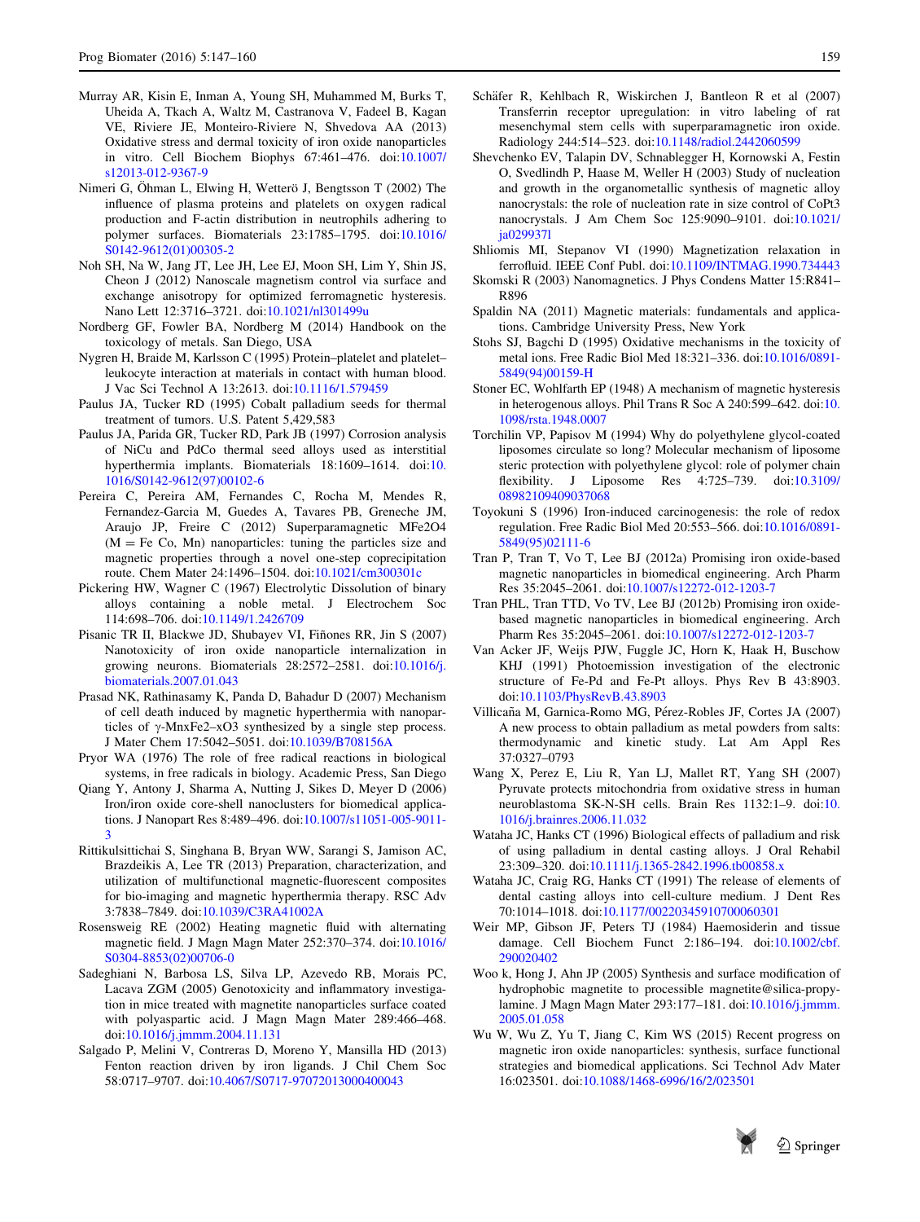Murray AR, Kisin E, Inman A, Young SH, Muhammed M, Burks T, Uheida A, Tkach A, Waltz M, Castranova V, Fadeel B, Kagan VE, Riviere JE, Monteiro-Riviere N, Shvedova AA (2013) Oxidative stress and dermal toxicity of iron oxide nanoparticles in vitro. Cell Biochem Biophys 67:461–476. doi:10.1007/s12013-012-9367-9

Nimeri G, Öhman L, Elwing H, Wetterö J, Bengtsson T (2002) The influence of plasma proteins and platelets on oxygen radical production and F-actin distribution in neutrophils adhering to polymer surfaces. Biomaterials 23:1785–1795. doi:10.1016/S0142-9612(01)00305-2

Noh SH, Na W, Jang JT, Lee JH, Lee EJ, Moon SH, Lim Y, Shin JS, Cheon J (2012) Nanoscale magnetism control via surface and exchange anisotropy for optimized ferromagnetic hysteresis. Nano Lett 12:3716–3721. doi:10.1021/nl301499u

Nordberg GF, Fowler BA, Nordberg M (2014) Handbook on the toxicology of metals. San Diego, USA

Nygren H, Braide M, Karlsson C (1995) Protein–platelet and platelet–leukocyte interaction at materials in contact with human blood. J Vac Sci Technol A 13:2613. doi:10.1116/1.579459

Paulus JA, Tucker RD (1995) Cobalt palladium seeds for thermal treatment of tumors. U.S. Patent 5,429,583

Paulus JA, Parida GR, Tucker RD, Park JB (1997) Corrosion analysis of NiCu and PdCo thermal seed alloys used as interstitial hyperthermia implants. Biomaterials 18:1609–1614. doi:10.1016/S0142-9612(97)00102-6

Pereira C, Pereira AM, Fernandes C, Rocha M, Mendes R, Fernandez-Garcia M, Guedes A, Tavares PB, Greneche JM, Araujo JP, Freire C (2012) Superparamagnetic MFe2O4 (M = Fe Co, Mn) nanoparticles: tuning the particles size and magnetic properties through a novel one-step coprecipitation route. Chem Mater 24:1496–1504. doi:10.1021/cm300301c

Pickering HW, Wagner C (1967) Electrolytic Dissolution of binary alloys containing a noble metal. J Electrochem Soc 114:698–706. doi:10.1149/1.2426709

Pisanic TR II, Blackwe JD, Shubayev VI, Fiñones RR, Jin S (2007) Nanotoxicity of iron oxide nanoparticle internalization in growing neurons. Biomaterials 28:2572–2581. doi:10.1016/j.biomaterials.2007.01.043

Prasad NK, Rathinasamy K, Panda D, Bahadur D (2007) Mechanism of cell death induced by magnetic hyperthermia with nanoparticles of γ-MnxFe2–xO3 synthesized by a single step process. J Mater Chem 17:5042–5051. doi:10.1039/B708156A

Pryor WA (1976) The role of free radical reactions in biological systems, in free radicals in biology. Academic Press, San Diego

Qiang Y, Antony J, Sharma A, Nutting J, Sikes D, Meyer D (2006) Iron/iron oxide core-shell nanoclusters for biomedical applications. J Nanopart Res 8:489–496. doi:10.1007/s11051-005-9011-3

Rittikulsittichai S, Singhana B, Bryan WW, Sarangi S, Jamison AC, Brazdeikis A, Lee TR (2013) Preparation, characterization, and utilization of multifunctional magnetic-fluorescent composites for bio-imaging and magnetic hyperthermia therapy. RSC Adv 3:7838–7849. doi:10.1039/C3RA41002A

Rosensweig RE (2002) Heating magnetic fluid with alternating magnetic field. J Magn Magn Mater 252:370–374. doi:10.1016/S0304-8853(02)00706-0

Sadeghiani N, Barbosa LS, Silva LP, Azevedo RB, Morais PC, Lacava ZGM (2005) Genotoxicity and inflammatory investigation in mice treated with magnetite nanoparticles surface coated with polyaspartic acid. J Magn Magn Mater 289:466–468. doi:10.1016/j.jmmm.2004.11.131

Salgado P, Melini V, Contreras D, Moreno Y, Mansilla HD (2013) Fenton reaction driven by iron ligands. J Chil Chem Soc 58:0717–9707. doi:10.4067/S0717-97072013000400043

Schäfer R, Kehlbach R, Wiskirchen J, Bantleon R et al (2007) Transferrin receptor upregulation: in vitro labeling of rat mesenchymal stem cells with superparamagnetic iron oxide. Radiology 244:514–523. doi:10.1148/radiol.2442060599

Shevchenko EV, Talapin DV, Schnablegger H, Kornowski A, Festin O, Svedlindh P, Haase M, Weller H (2003) Study of nucleation and growth in the organometallic synthesis of magnetic alloy nanocrystals: the role of nucleation rate in size control of CoPt3 nanocrystals. J Am Chem Soc 125:9090–9101. doi:10.1021/ja029937l

Shliomis MI, Stepanov VI (1990) Magnetization relaxation in ferrofluid. IEEE Conf Publ. doi:10.1109/INTMAG.1990.734443

Skomski R (2003) Nanomagnetics. J Phys Condens Matter 15:R841–R896

Spaldin NA (2011) Magnetic materials: fundamentals and applications. Cambridge University Press, New York

Stohs SJ, Bagchi D (1995) Oxidative mechanisms in the toxicity of metal ions. Free Radic Biol Med 18:321–336. doi:10.1016/0891-5849(94)00159-H

Stoner EC, Wohlfarth EP (1948) A mechanism of magnetic hysteresis in heterogeneous alloys. Phil Trans R Soc A 240:599–642. doi:10.1098/rsta.1948.0007

Torchilin VP, Papisov M (1994) Why do polyethylene glycol-coated liposomes circulate so long? Molecular mechanism of liposome steric protection with polyethylene glycol: role of polymer chain flexibility. J Liposome Res 4:725–739. doi:10.3109/08982109409037068

Toyokuni S (1996) Iron-induced carcinogenesis: the role of redox regulation. Free Radic Biol Med 20:553–566. doi:10.1016/0891-5849(95)02111-6

Tran P, Tran T, Vo T, Lee BJ (2012a) Promising iron oxide-based magnetic nanoparticles in biomedical engineering. Arch Pharm Res 35:2045–2061. doi:10.1007/s12272-012-1203-7

Tran PHL, Tran TTD, Vo TV, Lee BJ (2012b) Promising iron oxide-based magnetic nanoparticles in biomedical engineering. Arch Pharm Res 35:2045–2061. doi:10.1007/s12272-012-1203-7

Van Acker JF, Weijs PJW, Fuggle JC, Horn K, Haak H, Buschow KHJ (1991) Photoemission investigation of the electronic structure of Fe-Pd and Fe-Pt alloys. Phys Rev B 43:8903. doi:10.1103/PhysRevB.43.8903

Villicaña M, Garnica-Romo MG, Pérez-Robles JF, Cortes JA (2007) A new process to obtain palladium as metal powders from salts: thermodynamic and kinetic study. Lat Am Appl Res 37:0327–0793

Wang X, Perez E, Liu R, Yan LJ, Mallet RT, Yang SH (2007) Pyruvate protects mitochondria from oxidative stress in human neuroblastoma SK-N-SH cells. Brain Res 1132:1–9. doi:10.1016/j.brainres.2006.11.032

Wataha JC, Hanks CT (1996) Biological effects of palladium and risk of using palladium in dental casting alloys. J Oral Rehabil 23:309–320. doi:10.1111/j.1365-2842.1996.tb00858.x

Wataha JC, Craig RG, Hanks CT (1991) The release of elements of dental casting alloys into cell-culture medium. J Dent Res 70:1014–1018. doi:10.1177/00220345910700060301

Weir MP, Gibson JF, Peters TJ (1984) Haemosiderin and tissue damage. Cell Biochem Funct 2:186–194. doi:10.1002/cbf.290020402

Woo k, Hong J, Ahn JP (2005) Synthesis and surface modification of hydrophobic magnetite to processible magnetite@silica-propylamine. J Magn Magn Mater 293:177–181. doi:10.1016/j.jmmm.2005.01.058

Wu W, Wu Z, Yu T, Jiang C, Kim WS (2015) Recent progress on magnetic iron oxide nanoparticles: synthesis, surface functional strategies and biomedical applications. Sci Technol Adv Mater 16:023501. doi:10.1088/1468-6996/16/2/023501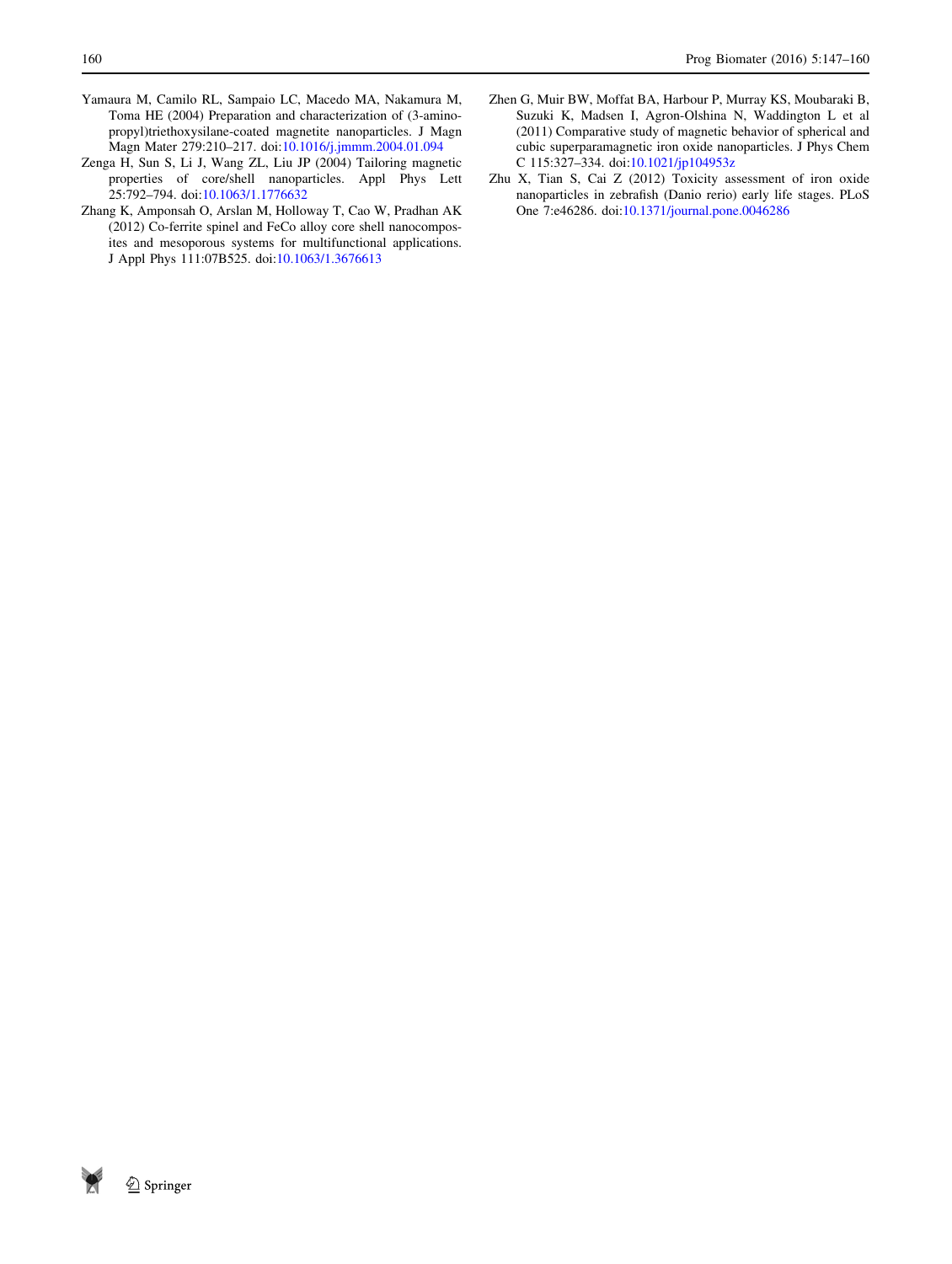Yamaura M, Camilo RL, Sampaio LC, Macedo MA, Nakamura M, Toma HE (2004) Preparation and characterization of (3-aminopropyl)triethoxysilane-coated magnetite nanoparticles. J Magn Magn Mater 279:210–217. doi:10.1016/j.jmmm.2004.01.094

Zenga H, Sun S, Li J, Wang ZL, Liu JP (2004) Tailoring magnetic properties of core/shell nanoparticles. Appl Phys Lett 25:792–794. doi:10.1063/1.1776632

Zhang K, Amponsah O, Arslan M, Holloway T, Cao W, Pradhan AK (2012) Co-ferrite spinel and FeCo alloy core shell nanocomposites and mesoporous systems for multifunctional applications. J Appl Phys 111:07B525. doi:10.1063/1.3676613

Zhen G, Muir BW, Moffat BA, Harbour P, Murray KS, Moubaraki B, Suzuki K, Madsen I, Agron-Olshina N, Waddington L et al (2011) Comparative study of magnetic behavior of spherical and cubic superparamagnetic iron oxide nanoparticles. J Phys Chem C 115:327–334. doi:10.1021/jp104953z

Zhu X, Tian S, Cai Z (2012) Toxicity assessment of iron oxide nanoparticles in zebrafish (Danio rerio) early life stages. PLoS One 7:e46286. doi:10.1371/journal.pone.0046286